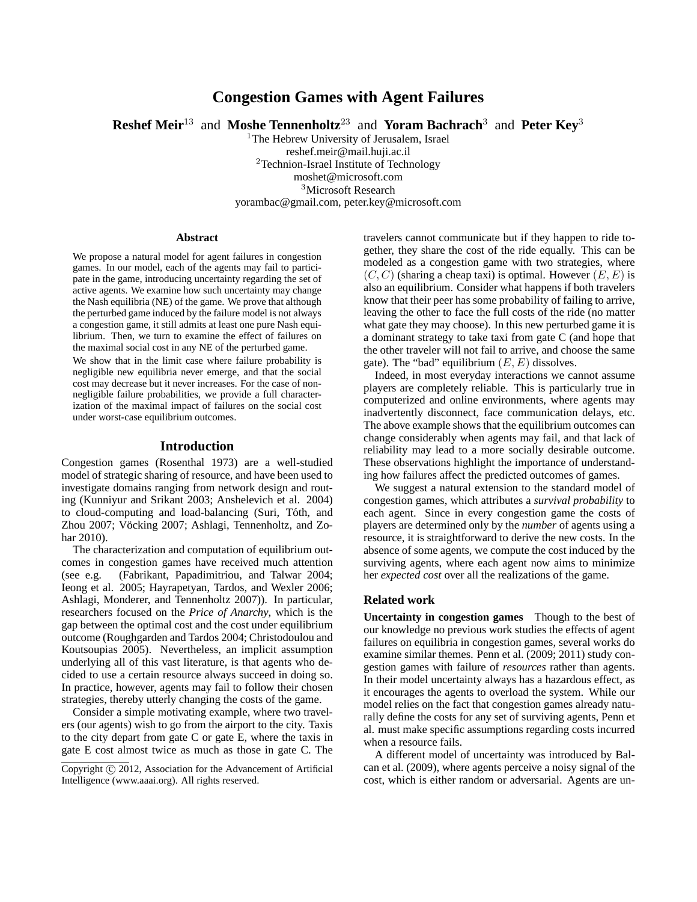# Congestion Games with Agent Failures

**Reshef Meir**[13] and **Moshe Tennenholtz**[23] and **Yoram Bachrach**[3] and **Peter Key**[3]

[1]The Hebrew University of Jerusalem, Israel
reshef.meir@mail.huji.ac.il
[2]Technion-Israel Institute of Technology
moshet@microsoft.com
[3]Microsoft Research
yorambac@gmail.com, peter.key@microsoft.com

### Abstract

We propose a natural model for agent failures in congestion games. In our model, each of the agents may fail to participate in the game, introducing uncertainty regarding the set of active agents. We examine how such uncertainty may change the Nash equilibria (NE) of the game. We prove that although the perturbed game induced by the failure model is not always a congestion game, it still admits at least one pure Nash equilibrium. Then, we turn to examine the effect of failures on the maximal social cost in any NE of the perturbed game.

We show that in the limit case where failure probability is negligible new equilibria never emerge, and that the social cost may decrease but it never increases. For the case of non-negligible failure probabilities, we provide a full characterization of the maximal impact of failures on the social cost under worst-case equilibrium outcomes.

## Introduction

Congestion games (Rosenthal 1973) are a well-studied model of strategic sharing of resource, and have been used to investigate domains ranging from network design and routing (Kunniyur and Srikant 2003; Anshelevich et al. 2004) to cloud-computing and load-balancing (Suri, Tóth, and Zhou 2007; Vöcking 2007; Ashlagi, Tennenholtz, and Zohar 2010).

The characterization and computation of equilibrium outcomes in congestion games have received much attention (see e.g. (Fabrikant, Papadimitriou, and Talwar 2004; Ieong et al. 2005; Hayrapetyan, Tardos, and Wexler 2006; Ashlagi, Monderer, and Tennenholtz 2007)). In particular, researchers focused on the *Price of Anarchy*, which is the gap between the optimal cost and the cost under equilibrium outcome (Roughgarden and Tardos 2004; Christodoulou and Koutsoupias 2005). Nevertheless, an implicit assumption underlying all of this vast literature, is that agents who decided to use a certain resource always succeed in doing so. In practice, however, agents may fail to follow their chosen strategies, thereby utterly changing the costs of the game.

Consider a simple motivating example, where two travelers (our agents) wish to go from the airport to the city. Taxis to the city depart from gate C or gate E, where the taxis in gate E cost almost twice as much as those in gate C. The travelers cannot communicate but if they happen to ride together, they share the cost of the ride equally. This can be modeled as a congestion game with two strategies, where $(C, C)$ (sharing a cheap taxi) is optimal. However $(E, E)$ is also an equilibrium. Consider what happens if both travelers know that their peer has some probability of failing to arrive, leaving the other to face the full costs of the ride (no matter what gate they may choose). In this new perturbed game it is a dominant strategy to take taxi from gate C (and hope that the other traveler will not fail to arrive, and choose the same gate). The "bad" equilibrium $(E, E)$ dissolves.

Indeed, in most everyday interactions we cannot assume players are completely reliable. This is particularly true in computerized and online environments, where agents may inadvertently disconnect, face communication delays, etc. The above example shows that the equilibrium outcomes can change considerably when agents may fail, and that lack of reliability may lead to a more socially desirable outcome. These observations highlight the importance of understanding how failures affect the predicted outcomes of games.

We suggest a natural extension to the standard model of congestion games, which attributes a *survival probability* to each agent. Since in every congestion game the costs of players are determined only by the *number* of agents using a resource, it is straightforward to derive the new costs. In the absence of some agents, we compute the cost induced by the surviving agents, where each agent now aims to minimize her *expected cost* over all the realizations of the game.

### Related work

**Uncertainty in congestion games** Though to the best of our knowledge no previous work studies the effects of agent failures on equilibria in congestion games, several works do examine similar themes. Penn et al. (2009; 2011) study congestion games with failure of *resources* rather than agents. In their model uncertainty always has a hazardous effect, as it encourages the agents to overload the system. While our model relies on the fact that congestion games already naturally define the costs for any set of surviving agents, Penn et al. must make specific assumptions regarding costs incurred when a resource fails.

A different model of uncertainty was introduced by Balcan et al. (2009), where agents perceive a noisy signal of the cost, which is either random or adversarial. Agents are un-

Copyright © 2012, Association for the Advancement of Artificial Intelligence (www.aaai.org). All rights reserved.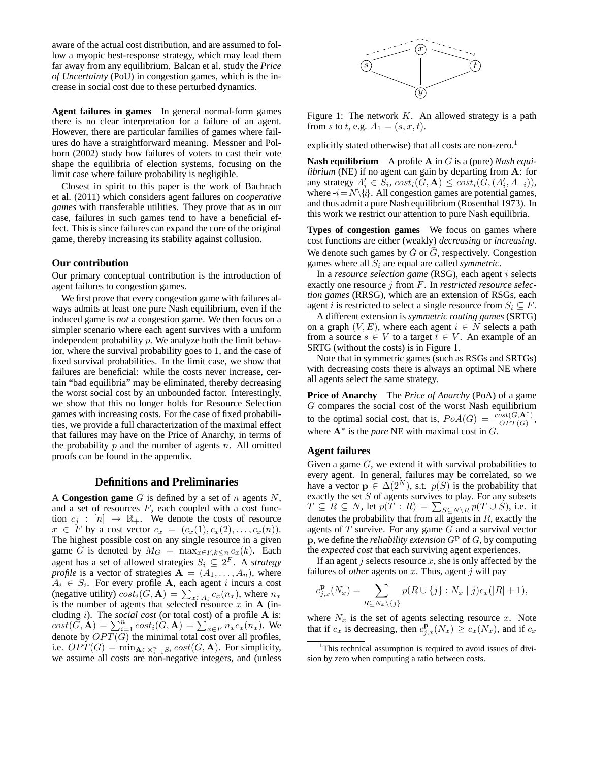aware of the actual social cost distribution, and are assumed to follow a myopic best-response strategy, which may lead them far away from any equilibrium. Balcan et al. study the *Price of Uncertainty* (PoU) in congestion games, which is the increase in social cost due to these perturbed dynamics.

**Agent failures in games** In general normal-form games there is no clear interpretation for a failure of an agent. However, there are particular families of games where failures do have a straightforward meaning. Messner and Polborn (2002) study how failures of voters to cast their vote shape the equilibria of election systems, focusing on the limit case where failure probability is negligible.

Closest in spirit to this paper is the work of Bachrach et al. (2011) which considers agent failures on *cooperative games* with transferable utilities. They prove that as in our case, failures in such games tend to have a beneficial effect. This is since failures can expand the core of the original game, thereby increasing its stability against collusion.

### Our contribution

Our primary conceptual contribution is the introduction of agent failures to congestion games.

We first prove that every congestion game with failures always admits at least one pure Nash equilibrium, even if the induced game is *not* a congestion game. We then focus on a simpler scenario where each agent survives with a uniform independent probability $p$. We analyze both the limit behavior, where the survival probability goes to 1, and the case of fixed survival probabilities. In the limit case, we show that failures are beneficial: while the costs never increase, certain "bad equilibria" may be eliminated, thereby decreasing the worst social cost by an unbounded factor. Interestingly, we show that this no longer holds for Resource Selection games with increasing costs. For the case of fixed probabilities, we provide a full characterization of the maximal effect that failures may have on the Price of Anarchy, in terms of the probability $p$ and the number of agents $n$. All omitted proofs can be found in the appendix.

## Definitions and Preliminaries

A **Congestion game** $G$ is defined by a set of $n$ agents $N$, and a set of resources $F$, each coupled with a cost function $c_j : [n] \rightarrow \mathbb{R}_+$. We denote the costs of resource $x \in F$ by a cost vector $c_x = (c_x(1), c_x(2), \ldots, c_x(n))$. The highest possible cost on any single resource in a given game $G$ is denoted by $M_G = \max_{x \in F, k \leq n} c_x(k)$. Each agent has a set of allowed strategies $S_i \subseteq 2^F$. A *strategy profile* is a vector of strategies $\mathbf{A} = (A_1, \ldots, A_n)$, where $A_i \in S_i$. For every profile $\mathbf{A}$, each agent $i$ incurs a cost (negative utility) $cost_i(G, \mathbf{A}) = \sum_{x \in A_i} c_x(n_x)$, where $n_x$ is the number of agents that selected resource $x$ in $\mathbf{A}$ (including $i$). The *social cost* (or total cost) of a profile $\mathbf{A}$ is: $cost(G, \mathbf{A}) = \sum_{i=1}^n cost_i(G, \mathbf{A}) = \sum_{x \in F} n_x c_x(n_x)$. We denote by $OPT(G)$ the minimal total cost over all profiles, i.e. $OPT(G) = \min_{\mathbf{A} \in \times_{i=1}^n S_i} cost(G, \mathbf{A})$. For simplicity, we assume all costs are non-negative integers, and (unless explicitly stated otherwise) that all costs are non-zero.[1]

Figure 1: The network $K$. An allowed strategy is a path from $s$ to $t$, e.g. $A_1 = (s, x, t)$.

**Nash equilibrium** A profile $\mathbf{A}$ in $G$ is a (pure) *Nash equilibrium* (NE) if no agent can gain by departing from $\mathbf{A}$: for any strategy $A'_i \in S_i$, $cost_i(G, \mathbf{A}) \leq cost_i(G, (A'_i, A_{-i}))$, where $-i = N \setminus \{i\}$. All congestion games are potential games, and thus admit a pure Nash equilibrium (Rosenthal 1973). In this work we restrict our attention to pure Nash equilibria.

**Types of congestion games** We focus on games where cost functions are either (weakly) *decreasing* or *increasing*. We denote such games by $\check{G}$ or $\widehat{G}$, respectively. Congestion games where all $S_i$ are equal are called *symmetric*.

In a *resource selection game* (RSG), each agent $i$ selects exactly one resource $j$ from $F$. In *restricted resource selection games* (RRSG), which are an extension of RSGs, each agent $i$ is restricted to select a single resource from $S_i \subseteq F$.

A different extension is *symmetric routing games* (SRTG) on a graph $(V, E)$, where each agent $i \in N$ selects a path from a source $s \in V$ to a target $t \in V$. An example of an SRTG (without the costs) is in Figure 1.

Note that in symmetric games (such as RSGs and SRTGs) with decreasing costs there is always an optimal NE where all agents select the same strategy.

**Price of Anarchy** The *Price of Anarchy* (PoA) of a game $G$ compares the social cost of the worst Nash equilibrium to the optimal social cost, that is, $PoA(G) = \frac{cost(G, \mathbf{A}^*)}{OPT(G)}$, where $\mathbf{A}^*$ is the *pure* NE with maximal cost in $G$.

### Agent failures

Given a game $G$, we extend it with survival probabilities to every agent. In general, failures may be correlated, so we have a vector $\mathbf{p} \in \Delta(2^N)$, s.t. $p(S)$ is the probability that exactly the set $S$ of agents survives to play. For any subsets $T \subseteq R \subseteq N$, let $p(T : R) = \sum_{S \subseteq N \setminus R} p(T \cup S)$, i.e. it denotes the probability that from all agents in $R$, exactly the agents of $T$ survive. For any game $G$ and a survival vector $\mathbf{p}$, we define the *reliability extension* $G^{\mathbf{p}}$ of $G$, by computing the *expected cost* that each surviving agent experiences.

If an agent $j$ selects resource $x$, she is only affected by the failures of *other* agents on $x$. Thus, agent $j$ will pay

$$c^{\mathbf{p}}_{j,x}(N_x) = \sum_{R \subseteq N_x \setminus \{j\}} p(R \cup \{j\} : N_x \mid j) c_x(|R| + 1),$$

where $N_x$ is the set of agents selecting resource $x$. Note that if $c_x$ is decreasing, then $c^{\mathbf{p}}_{j,x}(N_x) \geq c_x(N_x)$, and if $c_x$

[1] This technical assumption is required to avoid issues of division by zero when computing a ratio between costs.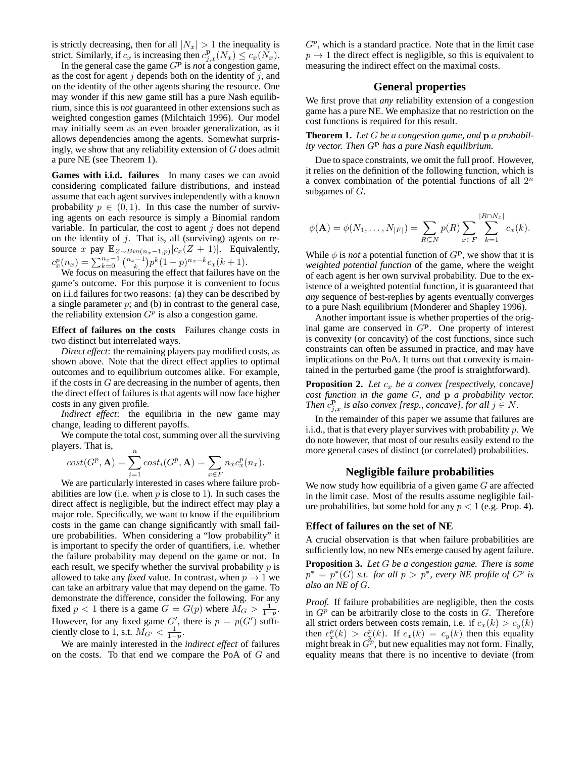is strictly decreasing, then for all $|N_x| > 1$ the inequality is strict. Similarly, if $c_x$ is increasing then $c^{\mathbf{p}}_{j,x}(N_x) \leq c_x(N_x)$.

In the general case the game $G^{\mathbf{p}}$ is *not* a congestion game, as the cost for agent $j$ depends both on the identity of $j$, and on the identity of the other agents sharing the resource. One may wonder if this new game still has a pure Nash equilibrium, since this is *not* guaranteed in other extensions such as weighted congestion games (Milchtaich 1996). Our model may initially seem as an even broader generalization, as it allows dependencies among the agents. Somewhat surprisingly, we show that any reliability extension of $G$ does admit a pure NE (see Theorem 1).

**Games with i.i.d. failures** In many cases we can avoid considering complicated failure distributions, and instead assume that each agent survives independently with a known probability $p \in (0, 1)$. In this case the number of surviving agents on each resource is simply a Binomial random variable. In particular, the cost to agent $j$ does not depend on the identity of $j$. That is, all (surviving) agents on resource $x$ pay $\mathbb{E}_{Z \sim Bin(n_x - 1, p)}[c_x(Z + 1)]$. Equivalently, $c^p_x(n_x) = \sum_{k=0}^{n_x-1} \binom{n_x-1}{k} p^k (1-p)^{n_x-k} c_x(k+1)$.

We focus on measuring the effect that failures have on the game's outcome. For this purpose it is convenient to focus on i.i.d failures for two reasons: (a) they can be described by a single parameter $p$; and (b) in contrast to the general case, the reliability extension $G^p$ is also a congestion game.

**Effect of failures on the costs** Failures change costs in two distinct but interrelated ways.

*Direct effect*: the remaining players pay modified costs, as shown above. Note that the direct effect applies to optimal outcomes and to equilibrium outcomes alike. For example, if the costs in $G$ are decreasing in the number of agents, then the direct effect of failures is that agents will now face higher costs in any given profile.

*Indirect effect*: the equilibria in the new game may change, leading to different payoffs.

We compute the total cost, summing over all the surviving players. That is,

$$cost(G^p, \mathbf{A}) = \sum_{i=1}^{n} cost_i(G^p, \mathbf{A}) = \sum_{x \in F} n_x c^p_x(n_x).$$

We are particularly interested in cases where failure probabilities are low (i.e. when $p$ is close to 1). In such cases the direct affect is negligible, but the indirect effect may play a major role. Specifically, we want to know if the equilibrium costs in the game can change significantly with small failure probabilities. When considering a "low probability" it is important to specify the order of quantifiers, i.e. whether the failure probability may depend on the game or not. In each result, we specify whether the survival probability $p$ is allowed to take any *fixed* value. In contrast, when $p \to 1$ we can take an arbitrary value that may depend on the game. To demonstrate the difference, consider the following. For any fixed $p < 1$ there is a game $G = G(p)$ where $M_G > \frac{1}{1-p}$. However, for any fixed game $G'$, there is $p = p(G')$ sufficiently close to 1, s.t. $M_{G'} < \frac{1}{1-p}$.

We are mainly interested in the *indirect effect* of failures on the costs. To that end we compare the PoA of $G$ and $G^p$, which is a standard practice. Note that in the limit case $p \to 1$ the direct effect is negligible, so this is equivalent to measuring the indirect effect on the maximal costs.

## General properties

We first prove that *any* reliability extension of a congestion game has a pure NE. We emphasize that no restriction on the cost functions is required for this result.

**Theorem 1.** *Let $G$ be a congestion game, and $\mathbf{p}$ a probability vector. Then $G^{\mathbf{p}}$ has a pure Nash equilibrium.*

Due to space constraints, we omit the full proof. However, it relies on the definition of the following function, which is a convex combination of the potential functions of all $2^n$ subgames of $G$.

$$\phi(\mathbf{A}) = \phi(N_1, \ldots, N_{|F|}) = \sum_{R \subseteq N} p(R) \sum_{x \in F} \sum_{k=1}^{|R \cap N_x|} c_x(k).$$

While $\phi$ is *not* a potential function of $G^{\mathbf{p}}$, we show that it is *weighted potential function* of the game, where the weight of each agent is her own survival probability. Due to the existence of a weighted potential function, it is guaranteed that *any* sequence of best-replies by agents eventually converges to a pure Nash equilibrium (Monderer and Shapley 1996).

Another important issue is whether properties of the original game are conserved in $G^{\mathbf{p}}$. One property of interest is convexity (or concavity) of the cost functions, since such constraints can often be assumed in practice, and may have implications on the PoA. It turns out that convexity is maintained in the perturbed game (the proof is straightforward).

**Proposition 2.** *Let $c_x$ be a convex [respectively,* concave*] cost function in the game $G$, and $\mathbf{p}$ a probability vector. Then $c^{\mathbf{p}}_{j,x}$ is also convex [resp., concave], for all $j \in N$.*

In the remainder of this paper we assume that failures are i.i.d., that is that every player survives with probability $p$. We do note however, that most of our results easily extend to the more general cases of distinct (or correlated) probabilities.

## Negligible failure probabilities

We now study how equilibria of a given game $G$ are affected in the limit case. Most of the results assume negligible failure probabilities, but some hold for any $p < 1$ (e.g. Prop. 4).

### Effect of failures on the set of NE

A crucial observation is that when failure probabilities are sufficiently low, no new NEs emerge caused by agent failure.

**Proposition 3.** *Let $G$ be a congestion game. There is some $p^* = p^*(G)$ s.t. for all $p > p^*$, every NE profile of $G^p$ is also an NE of $G$.*

*Proof.* If failure probabilities are negligible, then the costs in $G^p$ can be arbitrarily close to the costs in $G$. Therefore all strict orders between costs remain, i.e. if $c_x(k) > c_y(k)$ then $c^p_x(k) > c^p_y(k)$. If $c_x(k) = c_y(k)$ then this equality might break in $G^p$, but new equalities may not form. Finally, equality means that there is no incentive to deviate (from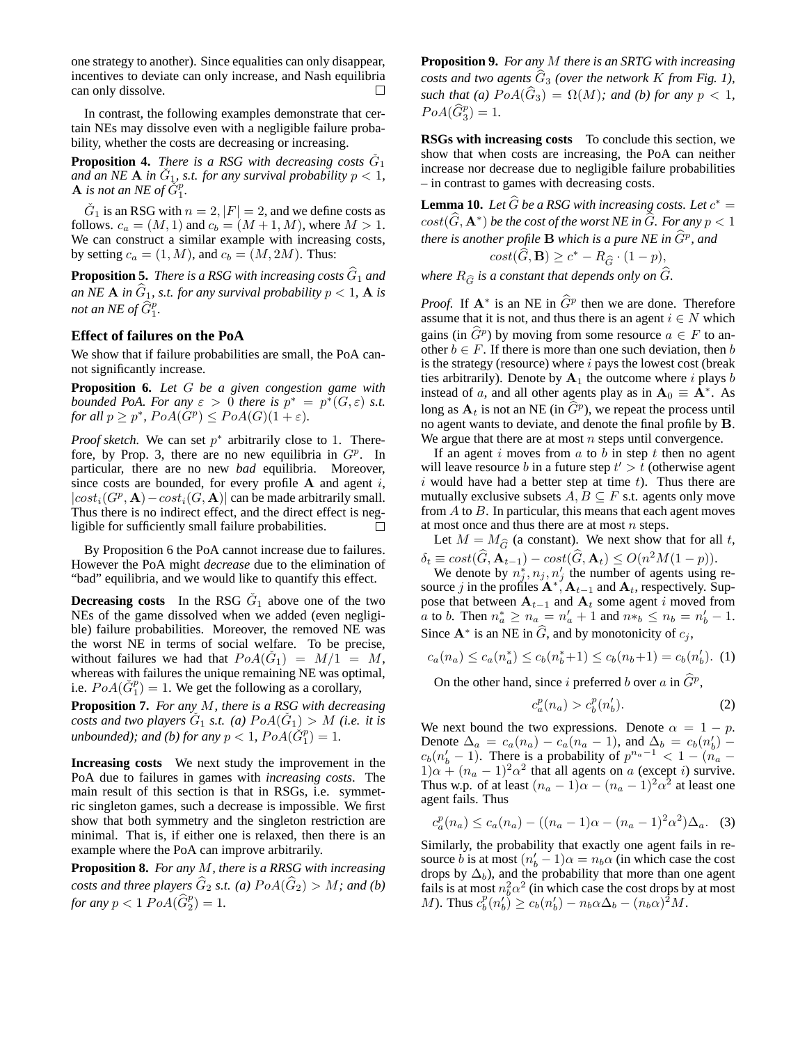one strategy to another). Since equalities can only disappear, incentives to deviate can only increase, and Nash equilibria can only dissolve. □

In contrast, the following examples demonstrate that certain NEs may dissolve even with a negligible failure probability, whether the costs are decreasing or increasing.

**Proposition 4.** *There is a RSG with decreasing costs $\check{G}_1$ and an NE $\mathbf{A}$ in $\check{G}_1$, s.t. for any survival probability $p < 1$, $\mathbf{A}$ is not an NE of $\check{G}_1^p$.*

$\check{G}_1$ is an RSG with $n = 2, |F| = 2$, and we define costs as follows. $c_a = (M, 1)$ and $c_b = (M+1, M)$, where $M > 1$. We can construct a similar example with increasing costs, by setting $c_a = (1, M)$, and $c_b = (M, 2M)$. Thus:

**Proposition 5.** *There is a RSG with increasing costs $\widehat{G}_1$ and an NE $\mathbf{A}$ in $\widehat{G}_1$, s.t. for any survival probability $p < 1$, $\mathbf{A}$ is not an NE of $\widehat{G}_1^p$.*

## Effect of failures on the PoA

We show that if failure probabilities are small, the PoA cannot significantly increase.

**Proposition 6.** *Let $G$ be a given congestion game with bounded PoA. For any $\varepsilon > 0$ there is $p^* = p^*(G, \varepsilon)$ s.t. for all $p \geq p^*$, $PoA(G^p) \leq PoA(G)(1 + \varepsilon)$.*

*Proof sketch.* We can set $p^*$ arbitrarily close to 1. Therefore, by Prop. 3, there are no new equilibria in $G^p$. In particular, there are no new *bad* equilibria. Moreover, since costs are bounded, for every profile $\mathbf{A}$ and agent $i$, $|cost_i(G^p, \mathbf{A}) - cost_i(G, \mathbf{A})|$ can be made arbitrarily small. Thus there is no indirect effect, and the direct effect is negligible for sufficiently small failure probabilities. □

By Proposition 6 the PoA cannot increase due to failures. However the PoA might *decrease* due to the elimination of "bad" equilibria, and we would like to quantify this effect.

**Decreasing costs** In the RSG $\check{G}_1$ above one of the two NEs of the game dissolved when we added (even negligible) failure probabilities. Moreover, the removed NE was the worst NE in terms of social welfare. To be precise, without failures we had that $PoA(\check{G}_1) = M/1 = M$, whereas with failures the unique remaining NE was optimal, i.e. $PoA(\check{G}_1^p) = 1$. We get the following as a corollary,

**Proposition 7.** *For any $M$, there is a RSG with decreasing costs and two players $\check{G}_1$ s.t. (a) $PoA(\check{G}_1) > M$ (i.e. it is unbounded); and (b) for any $p < 1$, $PoA(\check{G}_1^p) = 1$.*

**Increasing costs** We next study the improvement in the PoA due to failures in games with *increasing costs*. The main result of this section is that in RSGs, i.e. symmetric singleton games, such a decrease is impossible. We first show that both symmetry and the singleton restriction are minimal. That is, if either one is relaxed, then there is an example where the PoA can improve arbitrarily.

**Proposition 8.** *For any $M$, there is a RRSG with increasing costs and three players $\widehat{G}_2$ s.t. (a) $PoA(\widehat{G}_2) > M$; and (b) for any $p < 1$ $PoA(\widehat{G}_2^p) = 1$.*

**Proposition 9.** *For any $M$ there is an SRTG with increasing costs and two agents $\widehat{G}_3$ (over the network $K$ from Fig. 1), such that (a) $PoA(\widehat{G}_3) = \Omega(M)$; and (b) for any $p < 1$, $PoA(\widehat{G}_3^p) = 1$.*

**RSGs with increasing costs** To conclude this section, we show that when costs are increasing, the PoA can neither increase nor decrease due to negligible failure probabilities – in contrast to games with decreasing costs.

**Lemma 10.** *Let $\widehat{G}$ be a RSG with increasing costs. Let $c^* = cost(\widehat{G}, \mathbf{A}^*)$ be the cost of the worst NE in $\widehat{G}$. For any $p < 1$ there is another profile $\mathbf{B}$ which is a pure NE in $\widehat{G}^p$, and*

$$cost(\widehat{G}, \mathbf{B}) \geq c^* - R_{\widehat{G}} \cdot (1 - p),$$

*where $R_{\widehat{G}}$ is a constant that depends only on $\widehat{G}$.*

*Proof.* If $\mathbf{A}^*$ is an NE in $\widehat{G}^p$ then we are done. Therefore assume that it is not, and thus there is an agent $i \in N$ which gains (in $\widehat{G}^p$) by moving from some resource $a \in F$ to another $b \in F$. If there is more than one such deviation, then $b$ is the strategy (resource) where $i$ pays the lowest cost (break ties arbitrarily). Denote by $\mathbf{A}_1$ the outcome where $i$ plays $b$ instead of $a$, and all other agents play as in $\mathbf{A}_0 \equiv \mathbf{A}^*$. As long as $\mathbf{A}_t$ is not an NE (in $\widehat{G}^p$), we repeat the process until no agent wants to deviate, and denote the final profile by $\mathbf{B}$. We argue that there are at most $n$ steps until convergence.

If an agent $i$ moves from $a$ to $b$ in step $t$ then no agent will leave resource $b$ in a future step $t' > t$ (otherwise agent $i$ would have had a better step at time $t$). Thus there are mutually exclusive subsets $A, B \subseteq F$ s.t. agents only move from $A$ to $B$. In particular, this means that each agent moves at most once and thus there are at most $n$ steps.

Let $M = M_{\widehat{G}}$ (a constant). We next show that for all $t$, $\delta_t \equiv cost(\widehat{G}, \mathbf{A}_{t-1}) - cost(\widehat{G}, \mathbf{A}_t) \leq O(n^2 M(1-p))$.

We denote by $n_j^*, n_j, n_j'$ the number of agents using resource $j$ in the profiles $\mathbf{A}^*, \mathbf{A}_{t-1}$ and $\mathbf{A}_t$, respectively. Suppose that between $\mathbf{A}_{t-1}$ and $\mathbf{A}_t$ some agent $i$ moved from $a$ to $b$. Then $n_a^* \geq n_a = n_a' + 1$ and $n*_b \leq n_b = n_b' - 1$. Since $\mathbf{A}^*$ is an NE in $\widehat{G}$, and by monotonicity of $c_j$,

$$c_a(n_a) \leq c_a(n_a^*) \leq c_b(n_b^* + 1) \leq c_b(n_b + 1) = c_b(n_b'). \quad (1)$$

On the other hand, since $i$ preferred $b$ over $a$ in $\widehat{G}^p$,

$$c_a^p(n_a) > c_b^p(n_b'). \quad (2)$$

We next bound the two expressions. Denote $\alpha = 1 - p$. Denote $\Delta_a = c_a(n_a) - c_a(n_a - 1)$, and $\Delta_b = c_b(n_b') - c_b(n_b' - 1)$. There is a probability of $p^{n_a - 1} < 1 - (n_a - 1)\alpha + (n_a - 1)^2\alpha^2$ that all agents on $a$ (except $i$) survive. Thus w.p. of at least $(n_a - 1)\alpha - (n_a - 1)^2\alpha^2$ at least one agent fails. Thus

$$c_a^p(n_a) \leq c_a(n_a) - ((n_a - 1)\alpha - (n_a - 1)^2\alpha^2)\Delta_a. \quad (3)$$

Similarly, the probability that exactly one agent fails in resource $b$ is at most $(n_b' - 1)\alpha = n_b\alpha$ (in which case the cost drops by $\Delta_b$), and the probability that more than one agent fails is at most $n_b^2\alpha^2$ (in which case the cost drops by at most $M$). Thus $c_b^p(n_b') \geq c_b(n_b') - n_b\alpha\Delta_b - (n_b\alpha)^2 M$.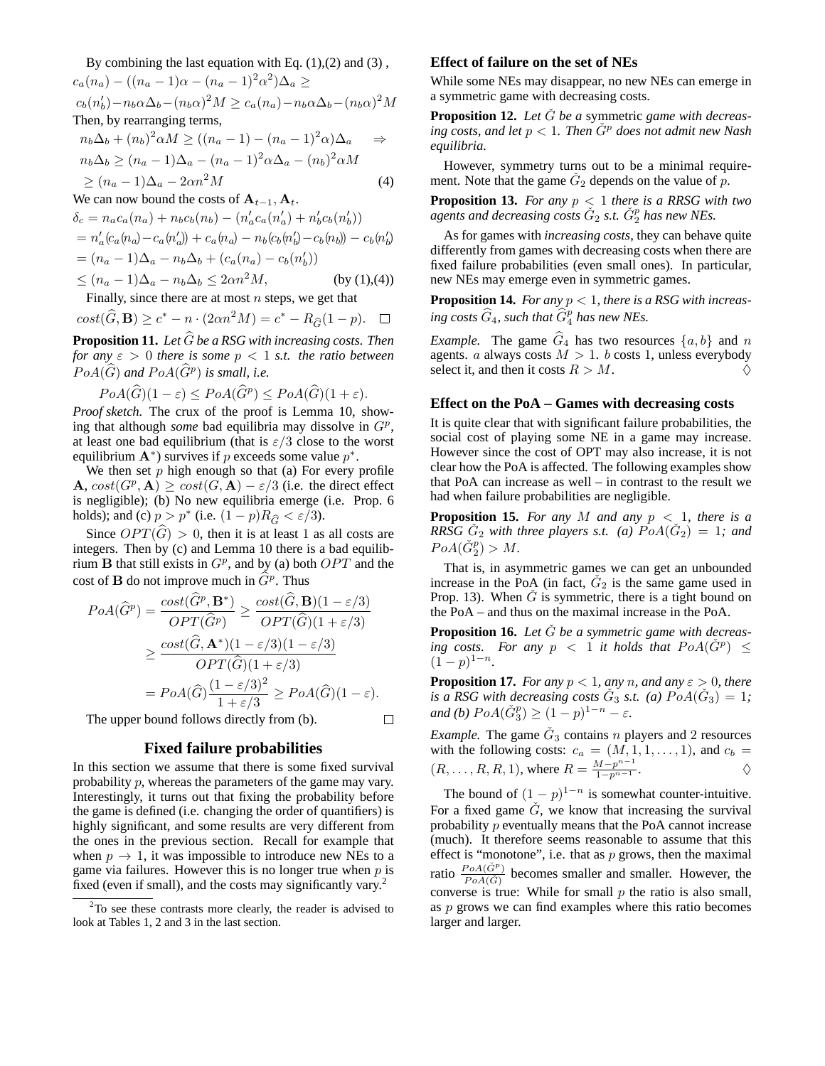By combining the last equation with Eq. (1),(2) and (3) ,

$$c_a(n_a) - ((n_a-1)\alpha - (n_a-1)^2\alpha^2)\Delta_a \geq$$
$$c_b(n_b') - n_b\alpha\Delta_b - (n_b\alpha)^2 M \geq c_a(n_a) - n_b\alpha\Delta_b - (n_b\alpha)^2 M$$

Then, by rearranging terms,

$$n_b\Delta_b + (n_b)^2\alpha M \geq ((n_a-1) - (n_a-1)^2\alpha)\Delta_a \quad \Rightarrow$$
$$n_b\Delta_b \geq (n_a-1)\Delta_a - (n_a-1)^2\alpha\Delta_a - (n_b)^2\alpha M$$
$$\geq (n_a-1)\Delta_a - 2\alpha n^2 M \qquad (4)$$

We can now bound the costs of $\mathbf{A}_{t-1}, \mathbf{A}_t$.

$$\delta_c = n_a c_a(n_a) + n_b c_b(n_b) - (n_a' c_a(n_a') + n_b' c_b(n_b'))$$
$$= n_a'(c_a(n_a) - c_a(n_a')) + c_a(n_a) - n_b(c_b(n_b') - c_b(n_b)) - c_b(n_b')$$
$$= (n_a-1)\Delta_a - n_b\Delta_b + (c_a(n_a) - c_b(n_b'))$$
$$\leq (n_a-1)\Delta_a - n_b\Delta_b \leq 2\alpha n^2 M, \qquad \text{(by (1),(4))}$$

Finally, since there are at most $n$ steps, we get that

$$cost(\widehat{G}, \mathbf{B}) \geq c^* - n \cdot (2\alpha n^2 M) = c^* - R_{\widehat{G}}(1-p). \quad \square$$

**Proposition 11.** *Let $\widehat{G}$ be a RSG with increasing costs. Then for any $\varepsilon > 0$ there is some $p < 1$ s.t. the ratio between $PoA(\widehat{G})$ and $PoA(\widehat{G}^p)$ is small, i.e.*

$$PoA(\widehat{G})(1-\varepsilon) \leq PoA(\widehat{G}^p) \leq PoA(\widehat{G})(1+\varepsilon).$$

*Proof sketch.* The crux of the proof is Lemma 10, showing that although *some* bad equilibria may dissolve in $G^p$, at least one bad equilibrium (that is $\varepsilon/3$ close to the worst equilibrium $\mathbf{A}^*$) survives if $p$ exceeds some value $p^*$.

We then set $p$ high enough so that (a) For every profile $\mathbf{A}$, $cost(G^p, \mathbf{A}) \geq cost(G, \mathbf{A}) - \varepsilon/3$ (i.e. the direct effect is negligible); (b) No new equilibria emerge (i.e. Prop. 6 holds); and (c) $p > p^*$ (i.e. $(1-p)R_{\widehat{G}} < \varepsilon/3$).

Since $OPT(\widehat{G}) > 0$, then it is at least 1 as all costs are integers. Then by (c) and Lemma 10 there is a bad equilibrium $\mathbf{B}$ that still exists in $G^p$, and by (a) both $OPT$ and the cost of $\mathbf{B}$ do not improve much in $\widehat{G}^p$. Thus

$$PoA(\widehat{G}^p) = \frac{cost(\widehat{G}^p, \mathbf{B}^*)}{OPT(\widehat{G}^p)} \geq \frac{cost(\widehat{G}, \mathbf{B})(1-\varepsilon/3)}{OPT(\widehat{G})(1+\varepsilon/3)}$$
$$\geq \frac{cost(\widehat{G}, \mathbf{A}^*)(1-\varepsilon/3)(1-\varepsilon/3)}{OPT(\widehat{G})(1+\varepsilon/3)}$$
$$= PoA(\widehat{G})\frac{(1-\varepsilon/3)^2}{1+\varepsilon/3} \geq PoA(\widehat{G})(1-\varepsilon).$$

The upper bound follows directly from (b). $\square$

## Fixed failure probabilities

In this section we assume that there is some fixed survival probability $p$, whereas the parameters of the game may vary. Interestingly, it turns out that fixing the probability before the game is defined (i.e. changing the order of quantifiers) is highly significant, and some results are very different from the ones in the previous section. Recall for example that when $p \to 1$, it was impossible to introduce new NEs to a game via failures. However this is no longer true when $p$ is fixed (even if small), and the costs may significantly vary.[2]

[2] To see these contrasts more clearly, the reader is advised to look at Tables 1, 2 and 3 in the last section.

### Effect of failure on the set of NEs

While some NEs may disappear, no new NEs can emerge in a symmetric game with decreasing costs.

**Proposition 12.** *Let $\check{G}$ be a* symmetric *game with decreasing costs, and let $p < 1$. Then $\check{G}^p$ does not admit new Nash equilibria.*

However, symmetry turns out to be a minimal requirement. Note that the game $\check{G}_2$ depends on the value of $p$.

**Proposition 13.** *For any $p < 1$ there is a RRSG with two agents and decreasing costs $\check{G}_2$ s.t. $\check{G}_2^p$ has new NEs.*

As for games with *increasing costs*, they can behave quite differently from games with decreasing costs when there are fixed failure probabilities (even small ones). In particular, new NEs may emerge even in symmetric games.

**Proposition 14.** *For any $p < 1$, there is a RSG with increasing costs $\widehat{G}_4$, such that $\widehat{G}_4^p$ has new NEs.*

*Example.* The game $\widehat{G}_4$ has two resources $\{a, b\}$ and $n$ agents. $a$ always costs $M > 1$. $b$ costs 1, unless everybody select it, and then it costs $R > M$. $\diamondsuit$

### Effect on the PoA – Games with decreasing costs

It is quite clear that with significant failure probabilities, the social cost of playing some NE in a game may increase. However since the cost of OPT may also increase, it is not clear how the PoA is affected. The following examples show that PoA can increase as well – in contrast to the result we had when failure probabilities are negligible.

**Proposition 15.** *For any $M$ and any $p < 1$, there is a RRSG $\check{G}_2$ with three players s.t. (a) $PoA(\check{G}_2) = 1$; and $PoA(\check{G}_2^p) > M$.*

That is, in asymmetric games we can get an unbounded increase in the PoA (in fact, $\check{G}_2$ is the same game used in Prop. 13). When $\check{G}$ is symmetric, there is a tight bound on the PoA – and thus on the maximal increase in the PoA.

**Proposition 16.** *Let $\check{G}$ be a symmetric game with decreasing costs. For any $p < 1$ it holds that $PoA(\check{G}^p) \leq (1-p)^{1-n}$.*

**Proposition 17.** *For any $p < 1$, any $n$, and any $\varepsilon > 0$, there is a RSG with decreasing costs $\check{G}_3$ s.t. (a) $PoA(\check{G}_3) = 1$; and (b) $PoA(\check{G}_3^p) \geq (1-p)^{1-n} - \varepsilon$.*

*Example.* The game $\check{G}_3$ contains $n$ players and 2 resources with the following costs: $c_a = (M, 1, 1, \ldots, 1)$, and $c_b = (R, \ldots, R, R, 1)$, where $R = \frac{M - p^{n-1}}{1 - p^{n-1}}$. $\diamondsuit$

The bound of $(1-p)^{1-n}$ is somewhat counter-intuitive. For a fixed game $\check{G}$, we know that increasing the survival probability $p$ eventually means that the PoA cannot increase (much). It therefore seems reasonable to assume that this effect is "monotone", i.e. that as $p$ grows, then the maximal ratio $\frac{PoA(\check{G}^p)}{PoA(\check{G})}$ becomes smaller and smaller. However, the converse is true: While for small $p$ the ratio is also small, as $p$ grows we can find examples where this ratio becomes larger and larger.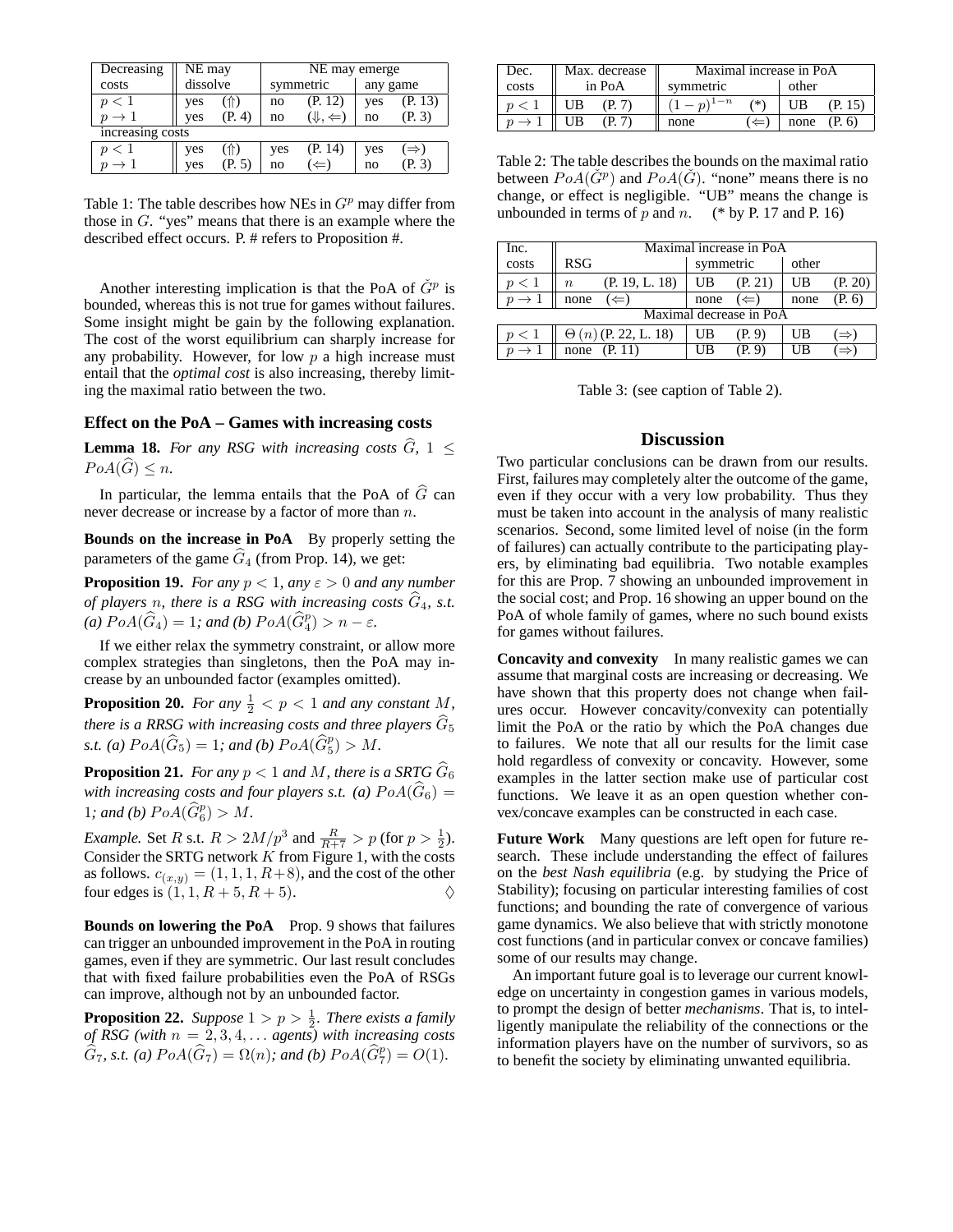| Decreasing costs | NE may dissolve | | NE may emerge | | | |
|---|---|---|---|---|---|---|
| | | | symmetric | | any game | |
| $p < 1$ | yes | ($\Uparrow$) | no | (P. 12) | yes | (P. 13) |
| $p \to 1$ | yes | (P. 4) | no | ($\Downarrow, \Leftarrow$) | no | (P. 3) |
| increasing costs | | | | | | |
| $p < 1$ | yes | ($\Uparrow$) | yes | (P. 14) | yes | ($\Rightarrow$) |
| $p \to 1$ | yes | (P. 5) | no | ($\Leftarrow$) | no | (P. 3) |

Table 1: The table describes how NEs in $G^p$ may differ from those in $G$. "yes" means that there is an example where the described effect occurs. P. # refers to Proposition #.

Another interesting implication is that the PoA of $\check{G}^p$ is bounded, whereas this is not true for games without failures. Some insight might be gain by the following explanation. The cost of the worst equilibrium can sharply increase for any probability. However, for low $p$ a high increase must entail that the *optimal cost* is also increasing, thereby limiting the maximal ratio between the two.

### Effect on the PoA – Games with increasing costs

**Lemma 18.** *For any RSG with increasing costs $\widehat{G}$, $1 \leq PoA(\widehat{G}) \leq n$.*

In particular, the lemma entails that the PoA of $\widehat{G}$ can never decrease or increase by a factor of more than $n$.

**Bounds on the increase in PoA** By properly setting the parameters of the game $\widehat{G}_4$ (from Prop. 14), we get:

**Proposition 19.** *For any $p < 1$, any $\varepsilon > 0$ and any number of players $n$, there is a RSG with increasing costs $\widehat{G}_4$, s.t. (a) $PoA(\widehat{G}_4) = 1$; and (b) $PoA(\widehat{G}_4^p) > n - \varepsilon$.*

If we either relax the symmetry constraint, or allow more complex strategies than singletons, then the PoA may increase by an unbounded factor (examples omitted).

**Proposition 20.** *For any $\frac{1}{2} < p < 1$ and any constant $M$, there is a RRSG with increasing costs and three players $\widehat{G}_5$ s.t. (a) $PoA(\widehat{G}_5) = 1$; and (b) $PoA(\widehat{G}_5^p) > M$.*

**Proposition 21.** *For any $p < 1$ and $M$, there is a SRTG $\widehat{G}_6$ with increasing costs and four players s.t. (a) $PoA(\widehat{G}_6) = 1$; and (b) $PoA(\widehat{G}_6^p) > M$.*

*Example.* Set $R$ s.t. $R > 2M/p^3$ and $\frac{R}{R+7} > p$ (for $p > \frac{1}{2}$). Consider the SRTG network $K$ from Figure 1, with the costs as follows. $c_{(x,y)} = (1, 1, 1, R+8)$, and the cost of the other four edges is $(1, 1, R+5, R+5)$. $\Diamond$

**Bounds on lowering the PoA** Prop. 9 shows that failures can trigger an unbounded improvement in the PoA in routing games, even if they are symmetric. Our last result concludes that with fixed failure probabilities even the PoA of RSGs can improve, although not by an unbounded factor.

**Proposition 22.** *Suppose $1 > p > \frac{1}{2}$. There exists a family of RSG (with $n = 2, 3, 4, \ldots$ agents) with increasing costs $\widehat{G}_7$, s.t. (a) $PoA(\widehat{G}_7) = \Omega(n)$; and (b) $PoA(\widehat{G}_7^p) = O(1)$.*

| Dec. costs | Max. decrease in PoA | | Maximal increase in PoA | | | |
|---|---|---|---|---|---|---|
| | | | symmetric | | other | |
| $p < 1$ | UB | (P. 7) | $(1-p)^{1-n}$ | (*) | UB | (P. 15) |
| $p \to 1$ | UB | (P. 7) | none | ($\Leftarrow$) | none | (P. 6) |

Table 2: The table describes the bounds on the maximal ratio between $PoA(\check{G}^p)$ and $PoA(\check{G})$. "none" means there is no change, or effect is negligible. "UB" means the change is unbounded in terms of $p$ and $n$. (* by P. 17 and P. 16)

| Inc. costs | Maximal increase in PoA | | | | | |
|---|---|---|---|---|---|---|
| | RSG | | symmetric | | other | |
| $p < 1$ | $n$ | (P. 19, L. 18) | UB | (P. 21) | UB | (P. 20) |
| $p \to 1$ | none | ($\Leftarrow$) | none | ($\Leftarrow$) | none | (P. 6) |
| | Maximal decrease in PoA | | | | | |
| $p < 1$ | $\Theta(n)$ (P. 22, L. 18) | | UB | (P. 9) | UB | ($\Rightarrow$) |
| $p \to 1$ | none | (P. 11) | UB | (P. 9) | UB | ($\Rightarrow$) |

Table 3: (see caption of Table 2).

## Discussion

Two particular conclusions can be drawn from our results. First, failures may completely alter the outcome of the game, even if they occur with a very low probability. Thus they must be taken into account in the analysis of many realistic scenarios. Second, some limited level of noise (in the form of failures) can actually contribute to the participating players, by eliminating bad equilibria. Two notable examples for this are Prop. 7 showing an unbounded improvement in the social cost; and Prop. 16 showing an upper bound on the PoA of whole family of games, where no such bound exists for games without failures.

**Concavity and convexity** In many realistic games we can assume that marginal costs are increasing or decreasing. We have shown that this property does not change when failures occur. However concavity/convexity can potentially limit the PoA or the ratio by which the PoA changes due to failures. We note that all our results for the limit case hold regardless of convexity or concavity. However, some examples in the latter section make use of particular cost functions. We leave it as an open question whether convex/concave examples can be constructed in each case.

**Future Work** Many questions are left open for future research. These include understanding the effect of failures on the *best Nash equilibria* (e.g. by studying the Price of Stability); focusing on particular interesting families of cost functions; and bounding the rate of convergence of various game dynamics. We also believe that with strictly monotone cost functions (and in particular convex or concave families) some of our results may change.

An important future goal is to leverage our current knowledge on uncertainty in congestion games in various models, to prompt the design of better *mechanisms*. That is, to intelligently manipulate the reliability of the connections or the information players have on the number of survivors, so as to benefit the society by eliminating unwanted equilibria.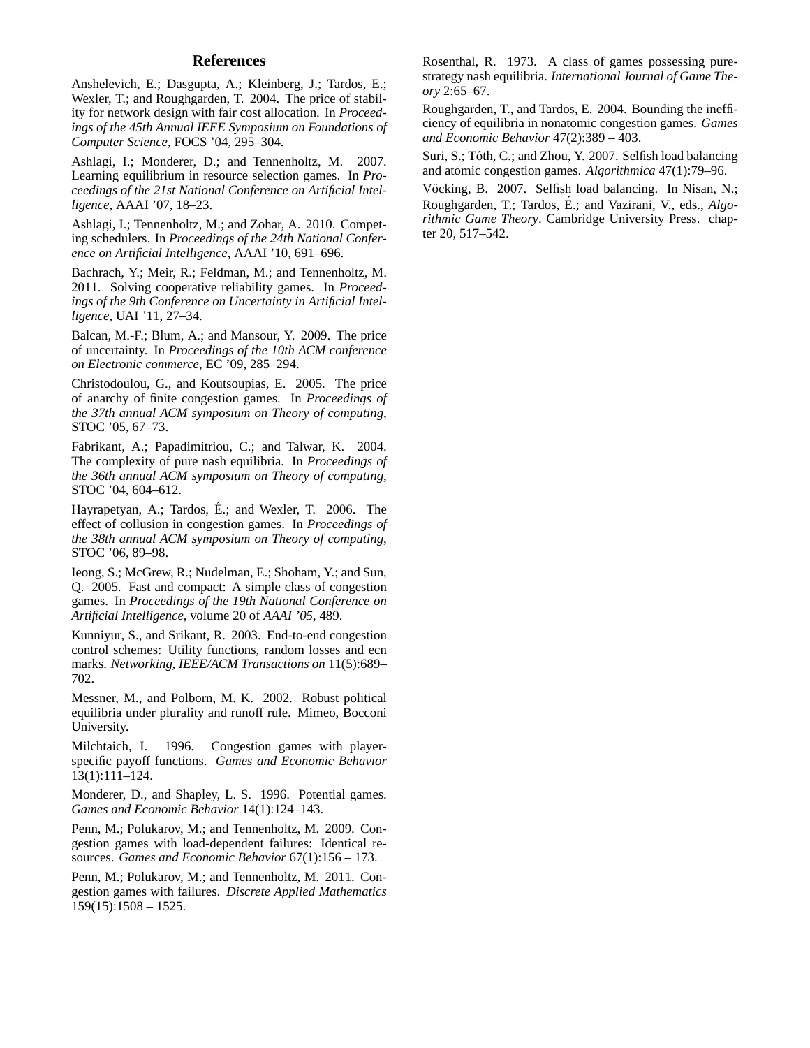## References

Anshelevich, E.; Dasgupta, A.; Kleinberg, J.; Tardos, E.; Wexler, T.; and Roughgarden, T. 2004. The price of stability for network design with fair cost allocation. In *Proceedings of the 45th Annual IEEE Symposium on Foundations of Computer Science*, FOCS '04, 295–304.

Ashlagi, I.; Monderer, D.; and Tennenholtz, M. 2007. Learning equilibrium in resource selection games. In *Proceedings of the 21st National Conference on Artificial Intelligence*, AAAI '07, 18–23.

Ashlagi, I.; Tennenholtz, M.; and Zohar, A. 2010. Competing schedulers. In *Proceedings of the 24th National Conference on Artificial Intelligence*, AAAI '10, 691–696.

Bachrach, Y.; Meir, R.; Feldman, M.; and Tennenholtz, M. 2011. Solving cooperative reliability games. In *Proceedings of the 9th Conference on Uncertainty in Artificial Intelligence*, UAI '11, 27–34.

Balcan, M.-F.; Blum, A.; and Mansour, Y. 2009. The price of uncertainty. In *Proceedings of the 10th ACM conference on Electronic commerce*, EC '09, 285–294.

Christodoulou, G., and Koutsoupias, E. 2005. The price of anarchy of finite congestion games. In *Proceedings of the 37th annual ACM symposium on Theory of computing*, STOC '05, 67–73.

Fabrikant, A.; Papadimitriou, C.; and Talwar, K. 2004. The complexity of pure nash equilibria. In *Proceedings of the 36th annual ACM symposium on Theory of computing*, STOC '04, 604–612.

Hayrapetyan, A.; Tardos, É.; and Wexler, T. 2006. The effect of collusion in congestion games. In *Proceedings of the 38th annual ACM symposium on Theory of computing*, STOC '06, 89–98.

Ieong, S.; McGrew, R.; Nudelman, E.; Shoham, Y.; and Sun, Q. 2005. Fast and compact: A simple class of congestion games. In *Proceedings of the 19th National Conference on Artificial Intelligence*, volume 20 of *AAAI '05*, 489.

Kunniyur, S., and Srikant, R. 2003. End-to-end congestion control schemes: Utility functions, random losses and ecn marks. *Networking, IEEE/ACM Transactions on* 11(5):689–702.

Messner, M., and Polborn, M. K. 2002. Robust political equilibria under plurality and runoff rule. Mimeo, Bocconi University.

Milchtaich, I. 1996. Congestion games with player-specific payoff functions. *Games and Economic Behavior* 13(1):111–124.

Monderer, D., and Shapley, L. S. 1996. Potential games. *Games and Economic Behavior* 14(1):124–143.

Penn, M.; Polukarov, M.; and Tennenholtz, M. 2009. Congestion games with load-dependent failures: Identical resources. *Games and Economic Behavior* 67(1):156 – 173.

Penn, M.; Polukarov, M.; and Tennenholtz, M. 2011. Congestion games with failures. *Discrete Applied Mathematics* 159(15):1508 – 1525.

Rosenthal, R. 1973. A class of games possessing pure-strategy nash equilibria. *International Journal of Game Theory* 2:65–67.

Roughgarden, T., and Tardos, E. 2004. Bounding the inefficiency of equilibria in nonatomic congestion games. *Games and Economic Behavior* 47(2):389 – 403.

Suri, S.; Tóth, C.; and Zhou, Y. 2007. Selfish load balancing and atomic congestion games. *Algorithmica* 47(1):79–96.

Vöcking, B. 2007. Selfish load balancing. In Nisan, N.; Roughgarden, T.; Tardos, É.; and Vazirani, V., eds., *Algorithmic Game Theory*. Cambridge University Press. chapter 20, 517–542.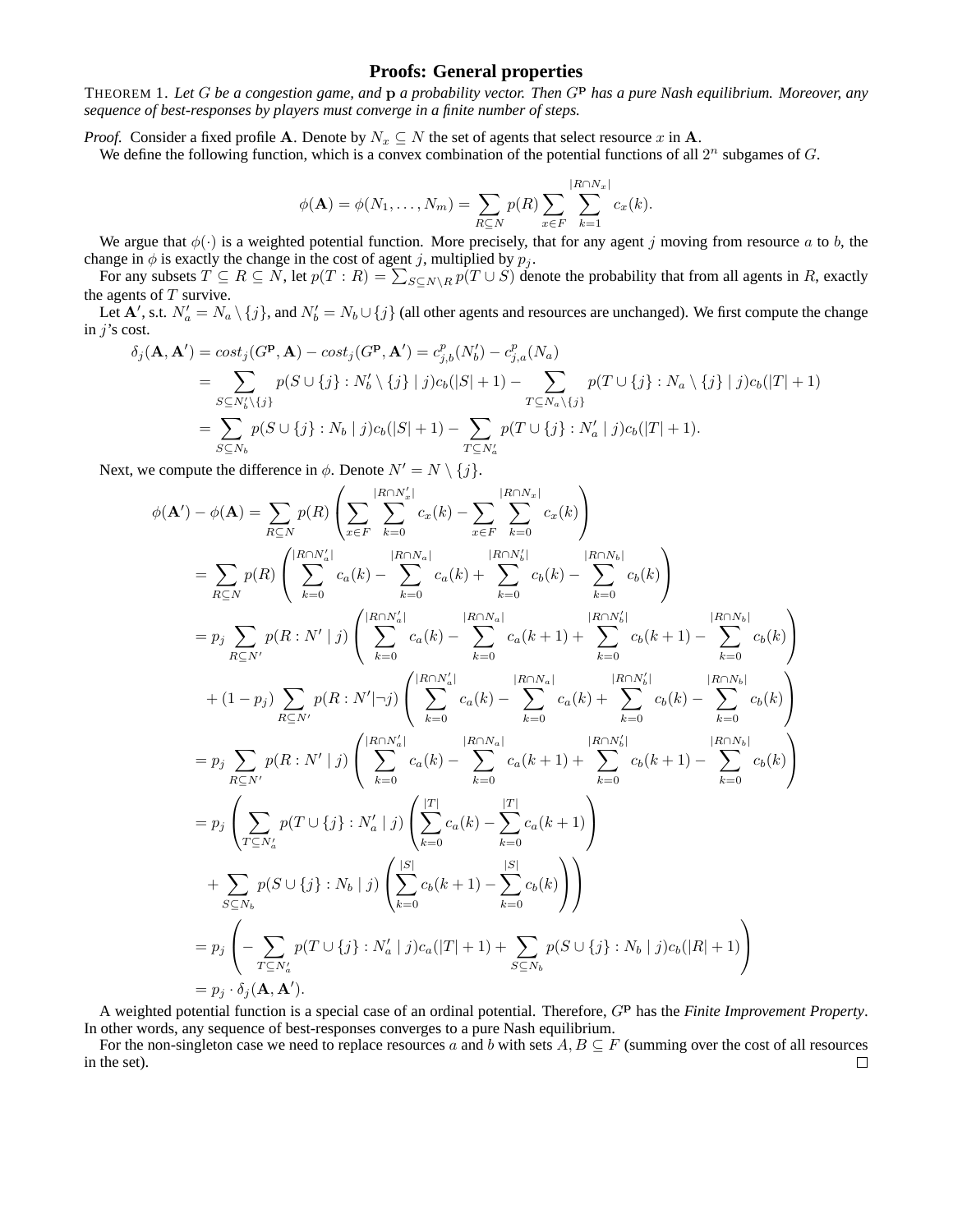## Proofs: General properties

THEOREM 1. *Let $G$ be a congestion game, and $\mathbf{p}$ a probability vector. Then $G^{\mathbf{p}}$ has a pure Nash equilibrium. Moreover, any sequence of best-responses by players must converge in a finite number of steps.*

*Proof.* Consider a fixed profile $\mathbf{A}$. Denote by $N_x \subseteq N$ the set of agents that select resource $x$ in $\mathbf{A}$.

We define the following function, which is a convex combination of the potential functions of all $2^n$ subgames of $G$.

$$\phi(\mathbf{A}) = \phi(N_1, \ldots, N_m) = \sum_{R \subseteq N} p(R) \sum_{x \in F} \sum_{k=1}^{|R \cap N_x|} c_x(k).$$

We argue that $\phi(\cdot)$ is a weighted potential function. More precisely, that for any agent $j$ moving from resource $a$ to $b$, the change in $\phi$ is exactly the change in the cost of agent $j$, multiplied by $p_j$.

For any subsets $T \subseteq R \subseteq N$, let $p(T : R) = \sum_{S \subseteq N \setminus R} p(T \cup S)$ denote the probability that from all agents in $R$, exactly the agents of $T$ survive.

Let $\mathbf{A}'$, s.t. $N'_a = N_a \setminus \{j\}$, and $N'_b = N_b \cup \{j\}$ (all other agents and resources are unchanged). We first compute the change in $j$'s cost.

$$\begin{aligned}
\delta_j(\mathbf{A}, \mathbf{A}') &= cost_j(G^{\mathbf{p}}, \mathbf{A}) - cost_j(G^{\mathbf{p}}, \mathbf{A}') = c^p_{j,b}(N'_b) - c^p_{j,a}(N_a) \\
&= \sum_{S \subseteq N'_b \setminus \{j\}} p(S \cup \{j\} : N'_b \setminus \{j\} \mid j) c_b(|S| + 1) - \sum_{T \subseteq N_a \setminus \{j\}} p(T \cup \{j\} : N_a \setminus \{j\} \mid j) c_b(|T| + 1) \\
&= \sum_{S \subseteq N_b} p(S \cup \{j\} : N_b \mid j) c_b(|S| + 1) - \sum_{T \subseteq N'_a} p(T \cup \{j\} : N'_a \mid j) c_b(|T| + 1).
\end{aligned}$$

Next, we compute the difference in $\phi$. Denote $N' = N \setminus \{j\}$.

$$\begin{aligned}
\phi(\mathbf{A}') - \phi(\mathbf{A}) &= \sum_{R \subseteq N} p(R) \left( \sum_{x \in F} \sum_{k=0}^{|R \cap N'_x|} c_x(k) - \sum_{x \in F} \sum_{k=0}^{|R \cap N_x|} c_x(k) \right) \\
&= \sum_{R \subseteq N} p(R) \left( \sum_{k=0}^{|R \cap N'_a|} c_a(k) - \sum_{k=0}^{|R \cap N_a|} c_a(k) + \sum_{k=0}^{|R \cap N'_b|} c_b(k) - \sum_{k=0}^{|R \cap N_b|} c_b(k) \right) \\
&= p_j \sum_{R \subseteq N'} p(R : N' \mid j) \left( \sum_{k=0}^{|R \cap N'_a|} c_a(k) - \sum_{k=0}^{|R \cap N_a|} c_a(k+1) + \sum_{k=0}^{|R \cap N'_b|} c_b(k+1) - \sum_{k=0}^{|R \cap N_b|} c_b(k) \right) \\
&\quad + (1 - p_j) \sum_{R \subseteq N'} p(R : N' | \neg j) \left( \sum_{k=0}^{|R \cap N'_a|} c_a(k) - \sum_{k=0}^{|R \cap N_a|} c_a(k) + \sum_{k=0}^{|R \cap N'_b|} c_b(k) - \sum_{k=0}^{|R \cap N_b|} c_b(k) \right) \\
&= p_j \sum_{R \subseteq N'} p(R : N' \mid j) \left( \sum_{k=0}^{|R \cap N'_a|} c_a(k) - \sum_{k=0}^{|R \cap N_a|} c_a(k+1) + \sum_{k=0}^{|R \cap N'_b|} c_b(k+1) - \sum_{k=0}^{|R \cap N_b|} c_b(k) \right) \\
&= p_j \left( \sum_{T \subseteq N'_a} p(T \cup \{j\} : N'_a \mid j) \left( \sum_{k=0}^{|T|} c_a(k) - \sum_{k=0}^{|T|} c_a(k+1) \right) \right. \\
&\quad \left. + \sum_{S \subseteq N_b} p(S \cup \{j\} : N_b \mid j) \left( \sum_{k=0}^{|S|} c_b(k+1) - \sum_{k=0}^{|S|} c_b(k) \right) \right) \\
&= p_j \left( - \sum_{T \subseteq N'_a} p(T \cup \{j\} : N'_a \mid j) c_a(|T| + 1) + \sum_{S \subseteq N_b} p(S \cup \{j\} : N_b \mid j) c_b(|R| + 1) \right) \\
&= p_j \cdot \delta_j(\mathbf{A}, \mathbf{A}').
\end{aligned}$$

A weighted potential function is a special case of an ordinal potential. Therefore, $G^{\mathbf{p}}$ has the *Finite Improvement Property*. In other words, any sequence of best-responses converges to a pure Nash equilibrium.

For the non-singleton case we need to replace resources $a$ and $b$ with sets $A, B \subseteq F$ (summing over the cost of all resources in the set). $\square$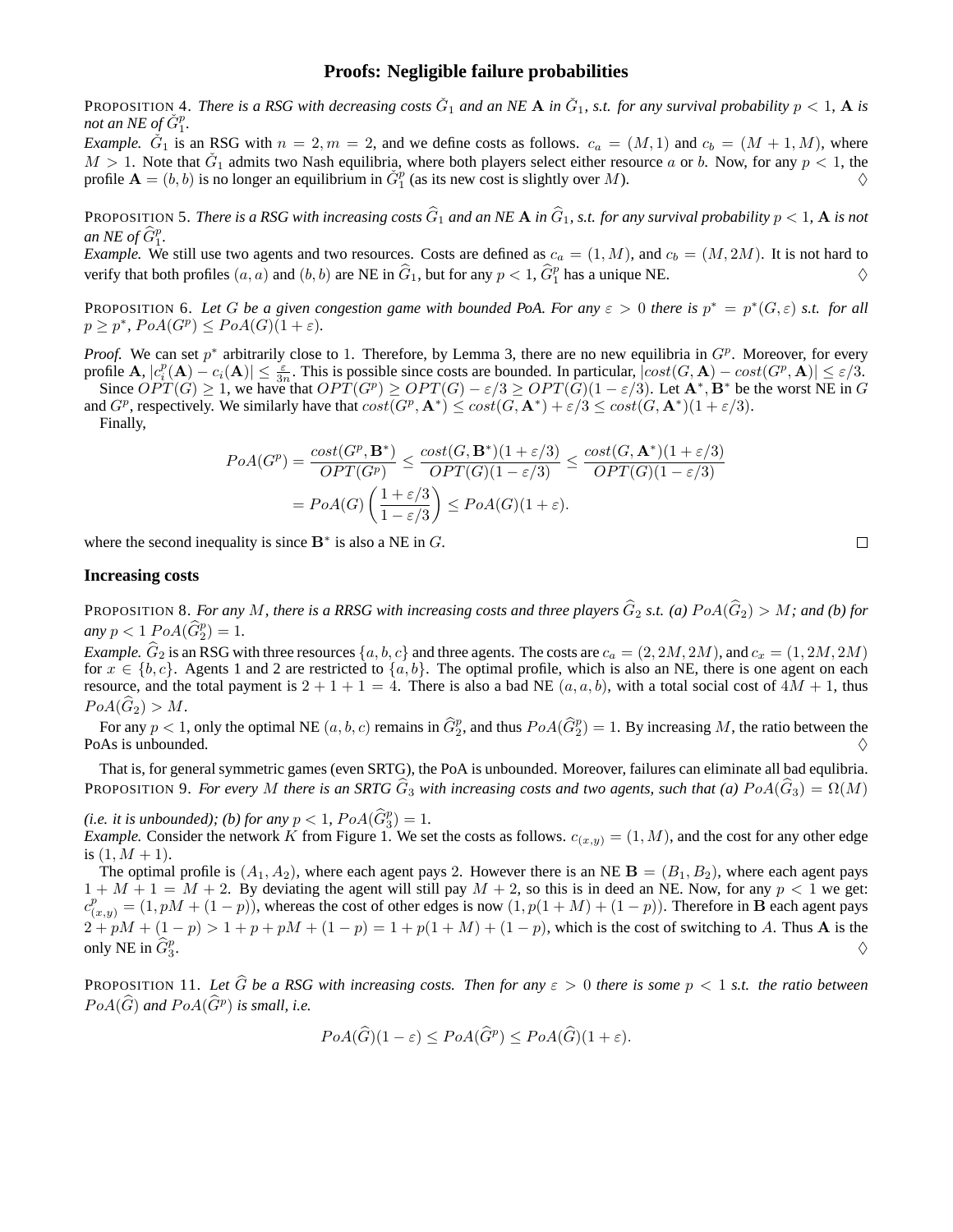## Proofs: Negligible failure probabilities

PROPOSITION 4. *There is a RSG with decreasing costs $\check{G}_1$ and an NE $\mathbf{A}$ in $\check{G}_1$, s.t. for any survival probability $p < 1$, $\mathbf{A}$ is not an NE of $\check{G}_1^p$.*

*Example.* $\check{G}_1$ is an RSG with $n = 2, m = 2$, and we define costs as follows. $c_a = (M, 1)$ and $c_b = (M + 1, M)$, where $M > 1$. Note that $\check{G}_1$ admits two Nash equilibria, where both players select either resource $a$ or $b$. Now, for any $p < 1$, the profile $\mathbf{A} = (b, b)$ is no longer an equilibrium in $\check{G}_1^p$ (as its new cost is slightly over $M$). ♢

PROPOSITION 5. *There is a RSG with increasing costs $\widehat{G}_1$ and an NE $\mathbf{A}$ in $\widehat{G}_1$, s.t. for any survival probability $p < 1$, $\mathbf{A}$ is not an NE of $\widehat{G}_1^p$.*

*Example.* We still use two agents and two resources. Costs are defined as $c_a = (1, M)$, and $c_b = (M, 2M)$. It is not hard to verify that both profiles $(a, a)$ and $(b, b)$ are NE in $\widehat{G}_1$, but for any $p < 1$, $\widehat{G}_1^p$ has a unique NE. ♢

PROPOSITION 6. *Let $G$ be a given congestion game with bounded PoA. For any $\varepsilon > 0$ there is $p^* = p^*(G, \varepsilon)$ s.t. for all $p \geq p^*$, $PoA(G^p) \leq PoA(G)(1 + \varepsilon)$.*

*Proof.* We can set $p^*$ arbitrarily close to 1. Therefore, by Lemma 3, there are no new equilibria in $G^p$. Moreover, for every profile $\mathbf{A}$, $|c_i^p(\mathbf{A}) - c_i(\mathbf{A})| \leq \frac{\varepsilon}{3n}$. This is possible since costs are bounded. In particular, $|cost(G, \mathbf{A}) - cost(G^p, \mathbf{A})| \leq \varepsilon/3$.

Since $OPT(G) \geq 1$, we have that $OPT(G^p) \geq OPT(G) - \varepsilon/3 \geq OPT(G)(1 - \varepsilon/3)$. Let $\mathbf{A}^*, \mathbf{B}^*$ be the worst NE in $G$ and $G^p$, respectively. We similarly have that $cost(G^p, \mathbf{A}^*) \leq cost(G, \mathbf{A}^*) + \varepsilon/3 \leq cost(G, \mathbf{A}^*)(1 + \varepsilon/3)$.

Finally,

$$PoA(G^p) = \frac{cost(G^p, \mathbf{B}^*)}{OPT(G^p)} \leq \frac{cost(G, \mathbf{B}^*)(1 + \varepsilon/3)}{OPT(G)(1 - \varepsilon/3)} \leq \frac{cost(G, \mathbf{A}^*)(1 + \varepsilon/3)}{OPT(G)(1 - \varepsilon/3)}$$
$$= PoA(G)\left(\frac{1 + \varepsilon/3}{1 - \varepsilon/3}\right) \leq PoA(G)(1 + \varepsilon).$$

where the second inequality is since $\mathbf{B}^*$ is also a NE in $G$. □

### Increasing costs

PROPOSITION 8. *For any $M$, there is a RRSG with increasing costs and three players $\widehat{G}_2$ s.t. (a) $PoA(\widehat{G}_2) > M$; and (b) for any $p < 1$ $PoA(\widehat{G}_2^p) = 1$.*

*Example.* $\widehat{G}_2$ is an RSG with three resources $\{a, b, c\}$ and three agents. The costs are $c_a = (2, 2M, 2M)$, and $c_x = (1, 2M, 2M)$ for $x \in \{b, c\}$. Agents 1 and 2 are restricted to $\{a, b\}$. The optimal profile, which is also an NE, there is one agent on each resource, and the total payment is $2 + 1 + 1 = 4$. There is also a bad NE $(a, a, b)$, with a total social cost of $4M + 1$, thus $PoA(\widehat{G}_2) > M$.

For any $p < 1$, only the optimal NE $(a, b, c)$ remains in $\widehat{G}_2^p$, and thus $PoA(\widehat{G}_2^p) = 1$. By increasing $M$, the ratio between the PoAs is unbounded. ♢

That is, for general symmetric games (even SRTG), the PoA is unbounded. Moreover, failures can eliminate all bad equlibria.

PROPOSITION 9. *For every $M$ there is an SRTG $\widehat{G}_3$ with increasing costs and two agents, such that (a) $PoA(\widehat{G}_3) = \Omega(M)$ (i.e. it is unbounded); (b) for any $p < 1$, $PoA(\widehat{G}_3^p) = 1$.*

*Example.* Consider the network $K$ from Figure 1. We set the costs as follows. $c_{(x,y)} = (1, M)$, and the cost for any other edge is $(1, M + 1)$.

The optimal profile is $(A_1, A_2)$, where each agent pays 2. However there is an NE $\mathbf{B} = (B_1, B_2)$, where each agent pays $1 + M + 1 = M + 2$. By deviating the agent will still pay $M + 2$, so this is in deed an NE. Now, for any $p < 1$ we get: $c_{(x,y)}^p = (1, pM + (1 - p))$, whereas the cost of other edges is now $(1, p(1 + M) + (1 - p))$. Therefore in $\mathbf{B}$ each agent pays $2 + pM + (1 - p) > 1 + p + pM + (1 - p) = 1 + p(1 + M) + (1 - p)$, which is the cost of switching to $A$. Thus $\mathbf{A}$ is the only NE in $\widehat{G}_3^p$. ♢

PROPOSITION 11. *Let $\widehat{G}$ be a RSG with increasing costs. Then for any $\varepsilon > 0$ there is some $p < 1$ s.t. the ratio between $PoA(\widehat{G})$ and $PoA(\widehat{G}^p)$ is small, i.e.*

$$PoA(\widehat{G})(1 - \varepsilon) \leq PoA(\widehat{G}^p) \leq PoA(\widehat{G})(1 + \varepsilon).$$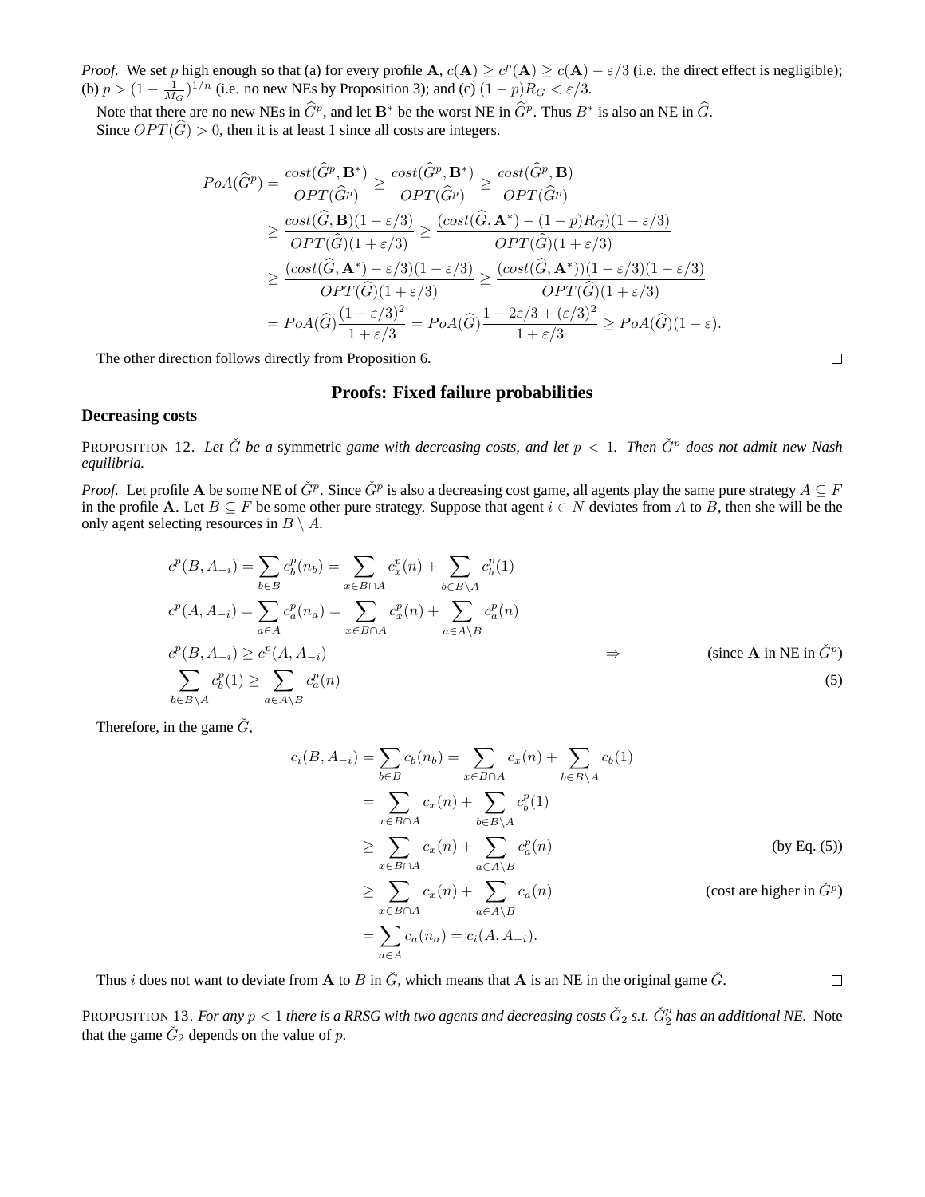*Proof.* We set $p$ high enough so that (a) for every profile $\mathbf{A}$, $c(\mathbf{A}) \geq c^p(\mathbf{A}) \geq c(\mathbf{A}) - \varepsilon/3$ (i.e. the direct effect is negligible); (b) $p > (1 - \frac{1}{M_G})^{1/n}$ (i.e. no new NEs by Proposition 3); and (c) $(1-p)R_G < \varepsilon/3$.

Note that there are no new NEs in $\widehat{G}^p$, and let $\mathbf{B}^*$ be the worst NE in $\widehat{G}^p$. Thus $B^*$ is also an NE in $\widehat{G}$.

Since $OPT(\widehat{G}) > 0$, then it is at least 1 since all costs are integers.

$$
\begin{aligned}
PoA(\widehat{G}^p) &= \frac{cost(\widehat{G}^p, \mathbf{B}^*)}{OPT(\widehat{G}^p)} \geq \frac{cost(\widehat{G}^p, \mathbf{B}^*)}{OPT(\widehat{G}^p)} \geq \frac{cost(\widehat{G}^p, \mathbf{B})}{OPT(\widehat{G}^p)} \\
&\geq \frac{cost(\widehat{G}, \mathbf{B})(1-\varepsilon/3)}{OPT(\widehat{G})(1+\varepsilon/3)} \geq \frac{(cost(\widehat{G}, \mathbf{A}^*) - (1-p)R_G)(1-\varepsilon/3)}{OPT(\widehat{G})(1+\varepsilon/3)} \\
&\geq \frac{(cost(\widehat{G}, \mathbf{A}^*) - \varepsilon/3)(1-\varepsilon/3)}{OPT(\widehat{G})(1+\varepsilon/3)} \geq \frac{(cost(\widehat{G}, \mathbf{A}^*))(1-\varepsilon/3)(1-\varepsilon/3)}{OPT(\widehat{G})(1+\varepsilon/3)} \\
&= PoA(\widehat{G})\frac{(1-\varepsilon/3)^2}{1+\varepsilon/3} = PoA(\widehat{G})\frac{1 - 2\varepsilon/3 + (\varepsilon/3)^2}{1+\varepsilon/3} \geq PoA(\widehat{G})(1-\varepsilon).
\end{aligned}
$$

The other direction follows directly from Proposition 6. ◻

## Proofs: Fixed failure probabilities

### Decreasing costs

PROPOSITION 12. *Let $\check{G}$ be a symmetric game with decreasing costs, and let $p < 1$. Then $\check{G}^p$ does not admit new Nash equilibria.*

*Proof.* Let profile $\mathbf{A}$ be some NE of $\check{G}^p$. Since $\check{G}^p$ is also a decreasing cost game, all agents play the same pure strategy $A \subseteq F$ in the profile $\mathbf{A}$. Let $B \subseteq F$ be some other pure strategy. Suppose that agent $i \in N$ deviates from $A$ to $B$, then she will be the only agent selecting resources in $B \setminus A$.

$$
\begin{aligned}
c^p(B, A_{-i}) &= \sum_{b \in B} c_b^p(n_b) = \sum_{x \in B \cap A} c_x^p(n) + \sum_{b \in B \setminus A} c_b^p(1) \\
c^p(A, A_{-i}) &= \sum_{a \in A} c_a^p(n_a) = \sum_{x \in B \cap A} c_x^p(n) + \sum_{a \in A \setminus B} c_a^p(n) \\
c^p(B, A_{-i}) &\geq c^p(A, A_{-i}) \quad \Rightarrow \quad \text{(since } \mathbf{A} \text{ in NE in } \check{G}^p) \\
\sum_{b \in B \setminus A} c_b^p(1) &\geq \sum_{a \in A \setminus B} c_a^p(n) \qquad (5)
\end{aligned}
$$

Therefore, in the game $\check{G}$,

$$
\begin{aligned}
c_i(B, A_{-i}) &= \sum_{b \in B} c_b(n_b) = \sum_{x \in B \cap A} c_x(n) + \sum_{b \in B \setminus A} c_b(1) \\
&= \sum_{x \in B \cap A} c_x(n) + \sum_{b \in B \setminus A} c_b^p(1) \\
&\geq \sum_{x \in B \cap A} c_x(n) + \sum_{a \in A \setminus B} c_a^p(n) \qquad \text{(by Eq. (5))} \\
&\geq \sum_{x \in B \cap A} c_x(n) + \sum_{a \in A \setminus B} c_a(n) \qquad \text{(cost are higher in } \check{G}^p) \\
&= \sum_{a \in A} c_a(n_a) = c_i(A, A_{-i}).
\end{aligned}
$$

Thus $i$ does not want to deviate from $\mathbf{A}$ to $B$ in $\check{G}$, which means that $\mathbf{A}$ is an NE in the original game $\check{G}$. ◻

PROPOSITION 13. *For any $p < 1$ there is a RRSG with two agents and decreasing costs $\check{G}_2$ s.t. $\check{G}_2^p$ has an additional NE.* Note that the game $\check{G}_2$ depends on the value of $p$.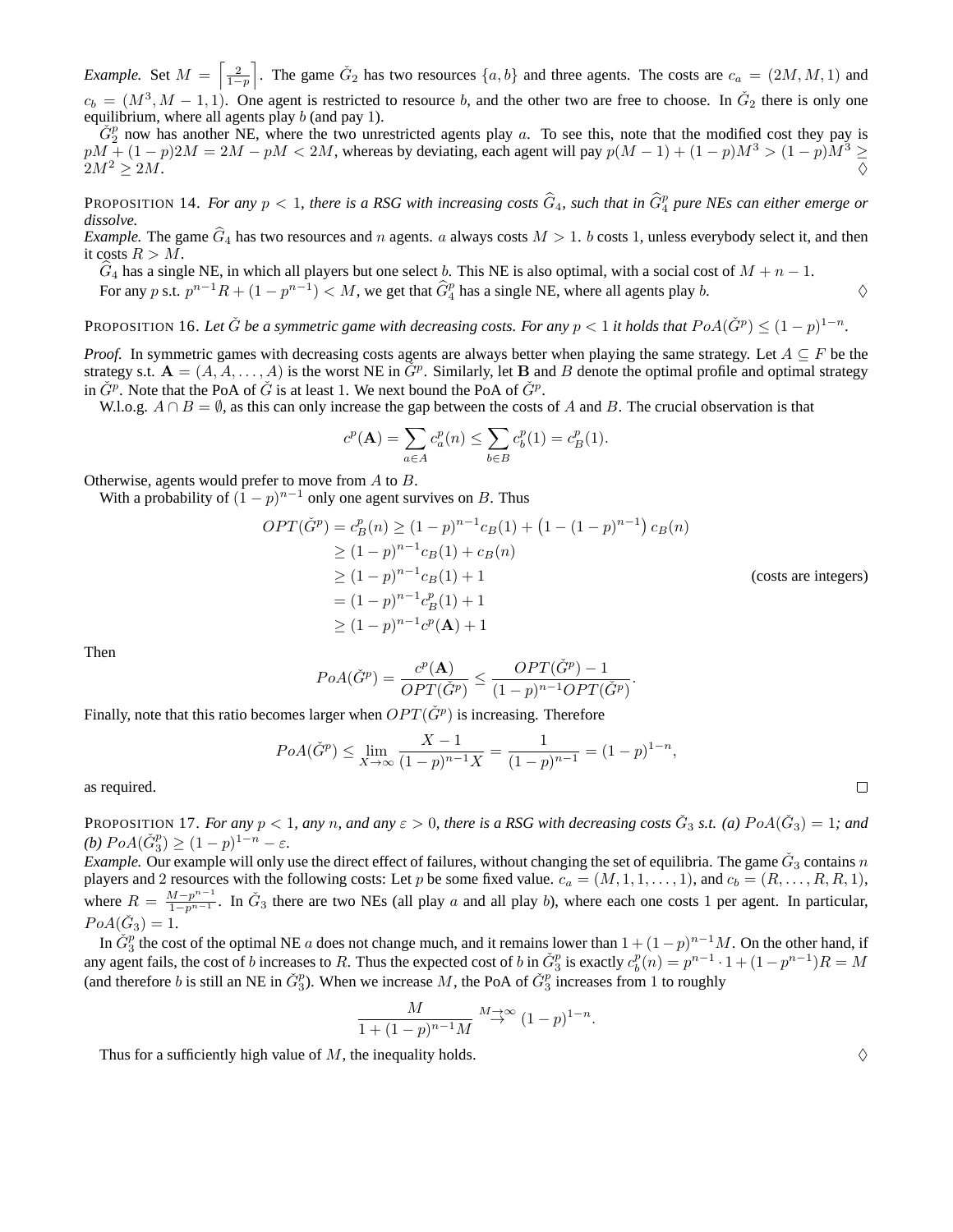*Example.* Set $M = \left\lceil \frac{2}{1-p} \right\rceil$. The game $\check{G}_2$ has two resources $\{a, b\}$ and three agents. The costs are $c_a = (2M, M, 1)$ and $c_b = (M^3, M-1, 1)$. One agent is restricted to resource $b$, and the other two are free to choose. In $\check{G}_2$ there is only one equilibrium, where all agents play $b$ (and pay 1).

$\check{G}_2^p$ now has another NE, where the two unrestricted agents play $a$. To see this, note that the modified cost they pay is $pM + (1-p)2M = 2M - pM < 2M$, whereas by deviating, each agent will pay $p(M-1) + (1-p)M^3 > (1-p)M^3 \geq 2M^2 \geq 2M$. ♢

PROPOSITION 14. *For any $p < 1$, there is a RSG with increasing costs $\widehat{G}_4$, such that in $\widehat{G}_4^p$ pure NEs can either emerge or dissolve.*

*Example.* The game $\widehat{G}_4$ has two resources and $n$ agents. $a$ always costs $M > 1$. $b$ costs 1, unless everybody select it, and then it costs $R > M$.

$\widehat{G}_4$ has a single NE, in which all players but one select $b$. This NE is also optimal, with a social cost of $M + n - 1$.

For any $p$ s.t. $p^{n-1}R + (1 - p^{n-1}) < M$, we get that $\widehat{G}_4^p$ has a single NE, where all agents play $b$. ♢

PROPOSITION 16. *Let $\check{G}$ be a symmetric game with decreasing costs. For any $p < 1$ it holds that $PoA(\check{G}^p) \leq (1-p)^{1-n}$.*

*Proof.* In symmetric games with decreasing costs agents are always better when playing the same strategy. Let $A \subseteq F$ be the strategy s.t. $\mathbf{A} = (A, A, \ldots, A)$ is the worst NE in $\check{G}^p$. Similarly, let $\mathbf{B}$ and $B$ denote the optimal profile and optimal strategy in $\check{G}^p$. Note that the PoA of $\check{G}$ is at least 1. We next bound the PoA of $\check{G}^p$.

W.l.o.g. $A \cap B = \emptyset$, as this can only increase the gap between the costs of $A$ and $B$. The crucial observation is that

$$c^p(\mathbf{A}) = \sum_{a \in A} c_a^p(n) \leq \sum_{b \in B} c_b^p(1) = c_B^p(1).$$

Otherwise, agents would prefer to move from $A$ to $B$.

With a probability of $(1-p)^{n-1}$ only one agent survives on $B$. Thus

$$\begin{aligned}
OPT(\check{G}^p) = c_B^p(n) &\geq (1-p)^{n-1} c_B(1) + \left(1 - (1-p)^{n-1}\right) c_B(n) \\
&\geq (1-p)^{n-1} c_B(1) + c_B(n) \\
&\geq (1-p)^{n-1} c_B(1) + 1 \qquad \text{(costs are integers)} \\
&= (1-p)^{n-1} c_B^p(1) + 1 \\
&\geq (1-p)^{n-1} c^p(\mathbf{A}) + 1
\end{aligned}$$

Then

$$PoA(\check{G}^p) = \frac{c^p(\mathbf{A})}{OPT(\check{G}^p)} \leq \frac{OPT(\check{G}^p) - 1}{(1-p)^{n-1} OPT(\check{G}^p)}.$$

Finally, note that this ratio becomes larger when $OPT(\check{G}^p)$ is increasing. Therefore

$$PoA(\check{G}^p) \leq \lim_{X \to \infty} \frac{X - 1}{(1-p)^{n-1} X} = \frac{1}{(1-p)^{n-1}} = (1-p)^{1-n},$$

as required. □

PROPOSITION 17. *For any $p < 1$, any $n$, and any $\varepsilon > 0$, there is a RSG with decreasing costs $\check{G}_3$ s.t. (a) $PoA(\check{G}_3) = 1$; and (b) $PoA(\check{G}_3^p) \geq (1-p)^{1-n} - \varepsilon$.*

*Example.* Our example will only use the direct effect of failures, without changing the set of equilibria. The game $\check{G}_3$ contains $n$ players and 2 resources with the following costs: Let $p$ be some fixed value. $c_a = (M, 1, 1, \ldots, 1)$, and $c_b = (R, \ldots, R, R, 1)$, where $R = \frac{M - p^{n-1}}{1 - p^{n-1}}$. In $\check{G}_3$ there are two NEs (all play $a$ and all play $b$), where each one costs 1 per agent. In particular, $PoA(\check{G}_3) = 1$.

In $\check{G}_3^p$ the cost of the optimal NE $a$ does not change much, and it remains lower than $1 + (1-p)^{n-1}M$. On the other hand, if any agent fails, the cost of $b$ increases to $R$. Thus the expected cost of $b$ in $\check{G}_3^p$ is exactly $c_b^p(n) = p^{n-1} \cdot 1 + (1 - p^{n-1})R = M$ (and therefore $b$ is still an NE in $\check{G}_3^p$). When we increase $M$, the PoA of $\check{G}_3^p$ increases from 1 to roughly

$$\frac{M}{1 + (1-p)^{n-1}M} \overset{M \to \infty}{\to} (1-p)^{1-n}.$$

Thus for a sufficiently high value of $M$, the inequality holds. ♢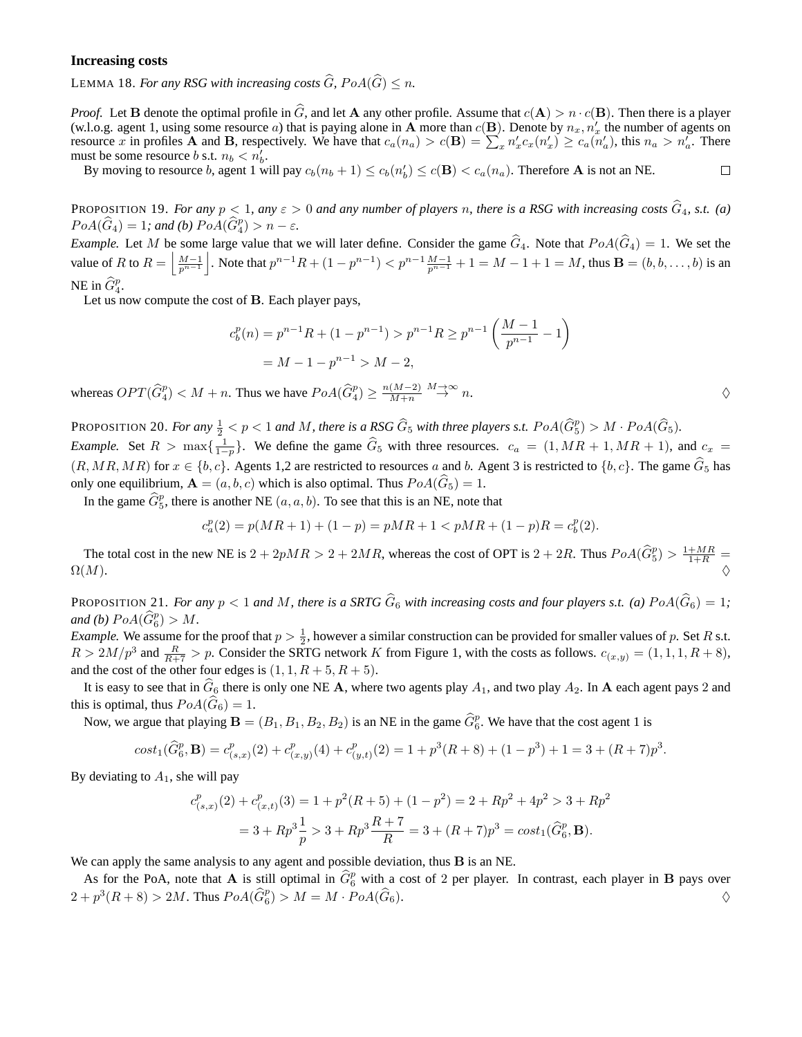### Increasing costs

LEMMA 18. *For any RSG with increasing costs $\widehat{G}$, $PoA(\widehat{G}) \leq n$.*

*Proof.* Let $\mathbf{B}$ denote the optimal profile in $\widehat{G}$, and let $\mathbf{A}$ any other profile. Assume that $c(\mathbf{A}) > n \cdot c(\mathbf{B})$. Then there is a player (w.l.o.g. agent 1, using some resource $a$) that is paying alone in $\mathbf{A}$ more than $c(\mathbf{B})$. Denote by $n_x, n'_x$ the number of agents on resource $x$ in profiles $\mathbf{A}$ and $\mathbf{B}$, respectively. We have that $c_a(n_a) > c(\mathbf{B}) = \sum_x n'_x c_x(n'_x) \geq c_a(n'_a)$, this $n_a > n'_a$. There must be some resource $b$ s.t. $n_b < n'_b$.

By moving to resource $b$, agent 1 will pay $c_b(n_b + 1) \leq c_b(n'_b) \leq c(\mathbf{B}) < c_a(n_a)$. Therefore $\mathbf{A}$ is not an NE. $\square$

PROPOSITION 19. *For any $p < 1$, any $\varepsilon > 0$ and any number of players $n$, there is a RSG with increasing costs $\widehat{G}_4$, s.t. (a) $PoA(\widehat{G}_4) = 1$; and (b) $PoA(\widehat{G}^p_4) > n - \varepsilon$.*

*Example.* Let $M$ be some large value that we will later define. Consider the game $\widehat{G}_4$. Note that $PoA(\widehat{G}_4) = 1$. We set the value of $R$ to $R = \left\lfloor \frac{M-1}{p^{n-1}} \right\rfloor$. Note that $p^{n-1}R + (1 - p^{n-1}) < p^{n-1}\frac{M-1}{p^{n-1}} + 1 = M - 1 + 1 = M$, thus $\mathbf{B} = (b, b, \ldots, b)$ is an NE in $\widehat{G}^p_4$.

Let us now compute the cost of $\mathbf{B}$. Each player pays,

$$c^p_b(n) = p^{n-1}R + (1 - p^{n-1}) > p^{n-1}R \geq p^{n-1}\left(\frac{M-1}{p^{n-1}} - 1\right)$$
$$= M - 1 - p^{n-1} > M - 2,$$

whereas $OPT(\widehat{G}^p_4) < M + n$. Thus we have $PoA(\widehat{G}^p_4) \geq \frac{n(M-2)}{M+n} \overset{M\to\infty}{\to} n$. $\diamondsuit$

PROPOSITION 20. *For any $\frac{1}{2} < p < 1$ and $M$, there is a RSG $\widehat{G}_5$ with three players s.t. $PoA(\widehat{G}^p_5) > M \cdot PoA(\widehat{G}_5)$.*

*Example.* Set $R > \max\{\frac{1}{1-p}\}$. We define the game $\widehat{G}_5$ with three resources. $c_a = (1, MR + 1, MR + 1)$, and $c_x = (R, MR, MR)$ for $x \in \{b, c\}$. Agents 1,2 are restricted to resources $a$ and $b$. Agent 3 is restricted to $\{b, c\}$. The game $\widehat{G}_5$ has only one equilibrium, $\mathbf{A} = (a, b, c)$ which is also optimal. Thus $PoA(\widehat{G}_5) = 1$.

In the game $\widehat{G}^p_5$, there is another NE $(a, a, b)$. To see that this is an NE, note that

$$c^p_a(2) = p(MR + 1) + (1 - p) = pMR + 1 < pMR + (1 - p)R = c^p_b(2).$$

The total cost in the new NE is $2 + 2pMR > 2 + 2MR$, whereas the cost of OPT is $2 + 2R$. Thus $PoA(\widehat{G}^p_5) > \frac{1+MR}{1+R} = \Omega(M)$. $\diamondsuit$

PROPOSITION 21. *For any $p < 1$ and $M$, there is a SRTG $\widehat{G}_6$ with increasing costs and four players s.t. (a) $PoA(\widehat{G}_6) = 1$; and (b) $PoA(\widehat{G}^p_6) > M$.*

*Example.* We assume for the proof that $p > \frac{1}{2}$, however a similar construction can be provided for smaller values of $p$. Set $R$ s.t. $R > 2M/p^3$ and $\frac{R}{R+7} > p$. Consider the SRTG network $K$ from Figure 1, with the costs as follows. $c_{(x,y)} = (1, 1, 1, R + 8)$, and the cost of the other four edges is $(1, 1, R + 5, R + 5)$.

It is easy to see that in $\widehat{G}_6$ there is only one NE $\mathbf{A}$, where two agents play $A_1$, and two play $A_2$. In $\mathbf{A}$ each agent pays 2 and this is optimal, thus $PoA(\widehat{G}_6) = 1$.

Now, we argue that playing $\mathbf{B} = (B_1, B_1, B_2, B_2)$ is an NE in the game $\widehat{G}^p_6$. We have that the cost agent 1 is

$$cost_1(\widehat{G}^p_6, \mathbf{B}) = c^p_{(s,x)}(2) + c^p_{(x,y)}(4) + c^p_{(y,t)}(2) = 1 + p^3(R + 8) + (1 - p^3) + 1 = 3 + (R + 7)p^3.$$

By deviating to $A_1$, she will pay

$$c^p_{(s,x)}(2) + c^p_{(x,t)}(3) = 1 + p^2(R + 5) + (1 - p^2) = 2 + Rp^2 + 4p^2 > 3 + Rp^2$$
$$= 3 + Rp^3\frac{1}{p} > 3 + Rp^3\frac{R+7}{R} = 3 + (R + 7)p^3 = cost_1(\widehat{G}^p_6, \mathbf{B}).$$

We can apply the same analysis to any agent and possible deviation, thus $\mathbf{B}$ is an NE.

As for the PoA, note that $\mathbf{A}$ is still optimal in $\widehat{G}^p_6$ with a cost of 2 per player. In contrast, each player in $\mathbf{B}$ pays over $2 + p^3(R + 8) > 2M$. Thus $PoA(\widehat{G}^p_6) > M = M \cdot PoA(\widehat{G}_6)$. $\diamondsuit$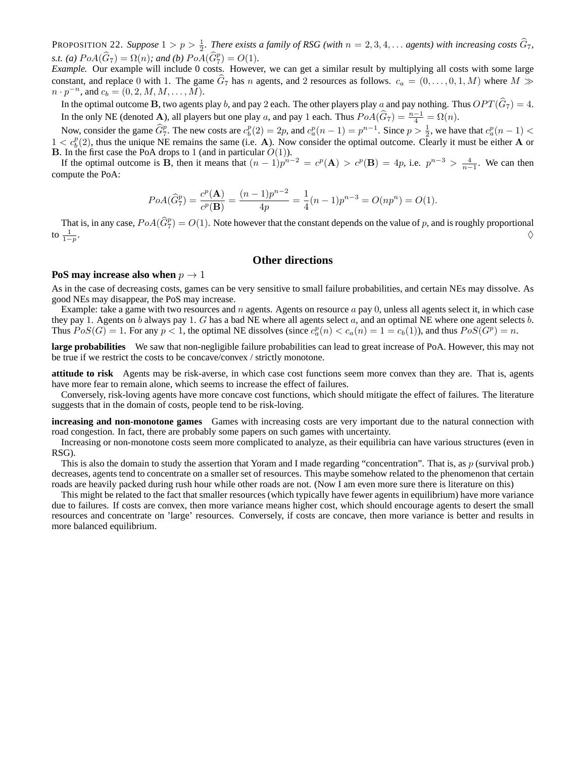PROPOSITION 22. *Suppose $1 > p > \frac{1}{2}$. There exists a family of RSG (with $n = 2, 3, 4, \ldots$ agents) with increasing costs $\widehat{G}_7$, s.t. (a) $PoA(\widehat{G}_7) = \Omega(n)$; and (b) $PoA(\widehat{G}_7^p) = O(1)$.*

*Example.* Our example will include 0 costs. However, we can get a similar result by multiplying all costs with some large constant, and replace 0 with 1. The game $\widehat{G}_7$ has $n$ agents, and 2 resources as follows. $c_a = (0, \ldots, 0, 1, M)$ where $M \gg n \cdot p^{-n}$, and $c_b = (0, 2, M, M, \ldots, M)$.

In the optimal outcome **B**, two agents play $b$, and pay 2 each. The other players play $a$ and pay nothing. Thus $OPT(\widehat{G}_7) = 4$. In the only NE (denoted **A**), all players but one play $a$, and pay 1 each. Thus $PoA(\widehat{G}_7) = \frac{n-1}{4} = \Omega(n)$.

Now, consider the game $\widehat{G}_7^p$. The new costs are $c_b^p(2) = 2p$, and $c_a^p(n-1) = p^{n-1}$. Since $p > \frac{1}{2}$, we have that $c_a^p(n-1) < 1 < c_b^p(2)$, thus the unique NE remains the same (i.e. **A**). Now consider the optimal outcome. Clearly it must be either **A** or **B**. In the first case the PoA drops to 1 (and in particular $O(1)$).

If the optimal outcome is **B**, then it means that $(n-1)p^{n-2} = c^p(\mathbf{A}) > c^p(\mathbf{B}) = 4p$, i.e. $p^{n-3} > \frac{4}{n-1}$. We can then compute the PoA:

$$PoA(\widehat{G}_7^p) = \frac{c^p(\mathbf{A})}{c^p(\mathbf{B})} = \frac{(n-1)p^{n-2}}{4p} = \frac{1}{4}(n-1)p^{n-3} = O(np^n) = O(1).$$

That is, in any case, $PoA(\widehat{G}_7^p) = O(1)$. Note however that the constant depends on the value of $p$, and is roughly proportional to $\frac{1}{1-p}$. ♢

## Other directions

### PoS may increase also when $p \to 1$

As in the case of decreasing costs, games can be very sensitive to small failure probabilities, and certain NEs may dissolve. As good NEs may disappear, the PoS may increase.

Example: take a game with two resources and $n$ agents. Agents on resource $a$ pay 0, unless all agents select it, in which case they pay 1. Agents on $b$ always pay 1. $G$ has a bad NE where all agents select $a$, and an optimal NE where one agent selects $b$. Thus $PoS(G) = 1$. For any $p < 1$, the optimal NE dissolves (since $c_a^p(n) < c_a(n) = 1 = c_b(1)$), and thus $PoS(G^p) = n$.

**large probabilities** We saw that non-negligible failure probabilities can lead to great increase of PoA. However, this may not be true if we restrict the costs to be concave/convex / strictly monotone.

**attitude to risk** Agents may be risk-averse, in which case cost functions seem more convex than they are. That is, agents have more fear to remain alone, which seems to increase the effect of failures.

Conversely, risk-loving agents have more concave cost functions, which should mitigate the effect of failures. The literature suggests that in the domain of costs, people tend to be risk-loving.

**increasing and non-monotone games** Games with increasing costs are very important due to the natural connection with road congestion. In fact, there are probably some papers on such games with uncertainty.

Increasing or non-monotone costs seem more complicated to analyze, as their equilibria can have various structures (even in RSG).

This is also the domain to study the assertion that Yoram and I made regarding "concentration". That is, as $p$ (survival prob.) decreases, agents tend to concentrate on a smaller set of resources. This maybe somehow related to the phenomenon that certain roads are heavily packed during rush hour while other roads are not. (Now I am even more sure there is literature on this)

This might be related to the fact that smaller resources (which typically have fewer agents in equilibrium) have more variance due to failures. If costs are convex, then more variance means higher cost, which should encourage agents to desert the small resources and concentrate on 'large' resources. Conversely, if costs are concave, then more variance is better and results in more balanced equilibrium.